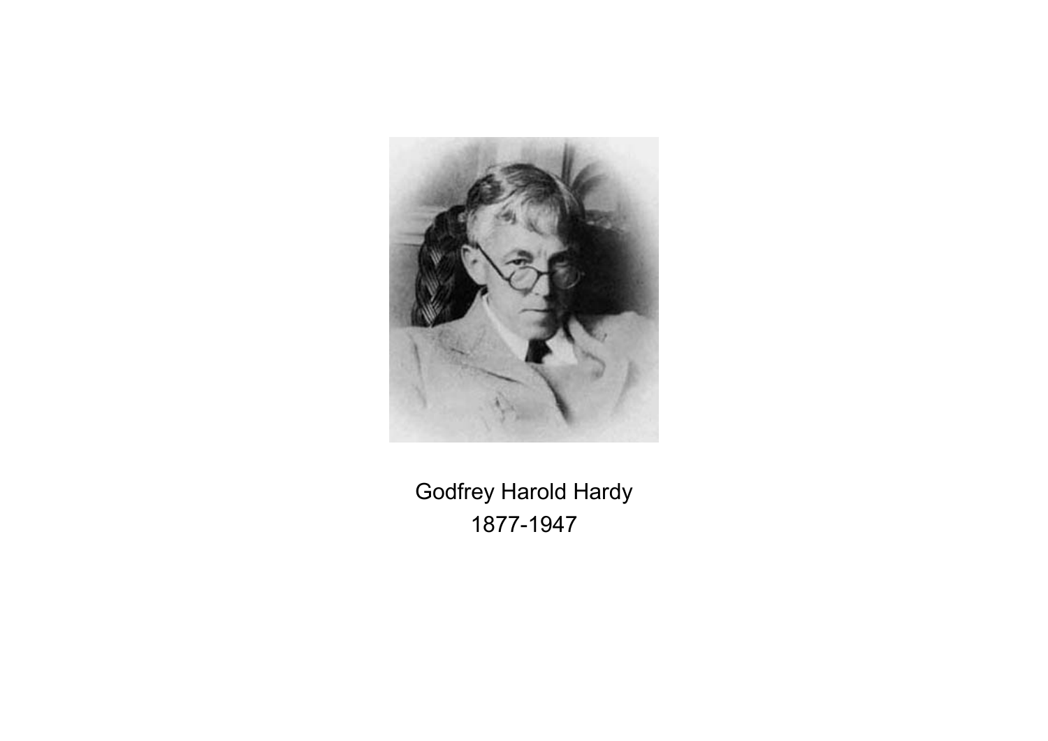Godfrey Harold Hardy
1877-1947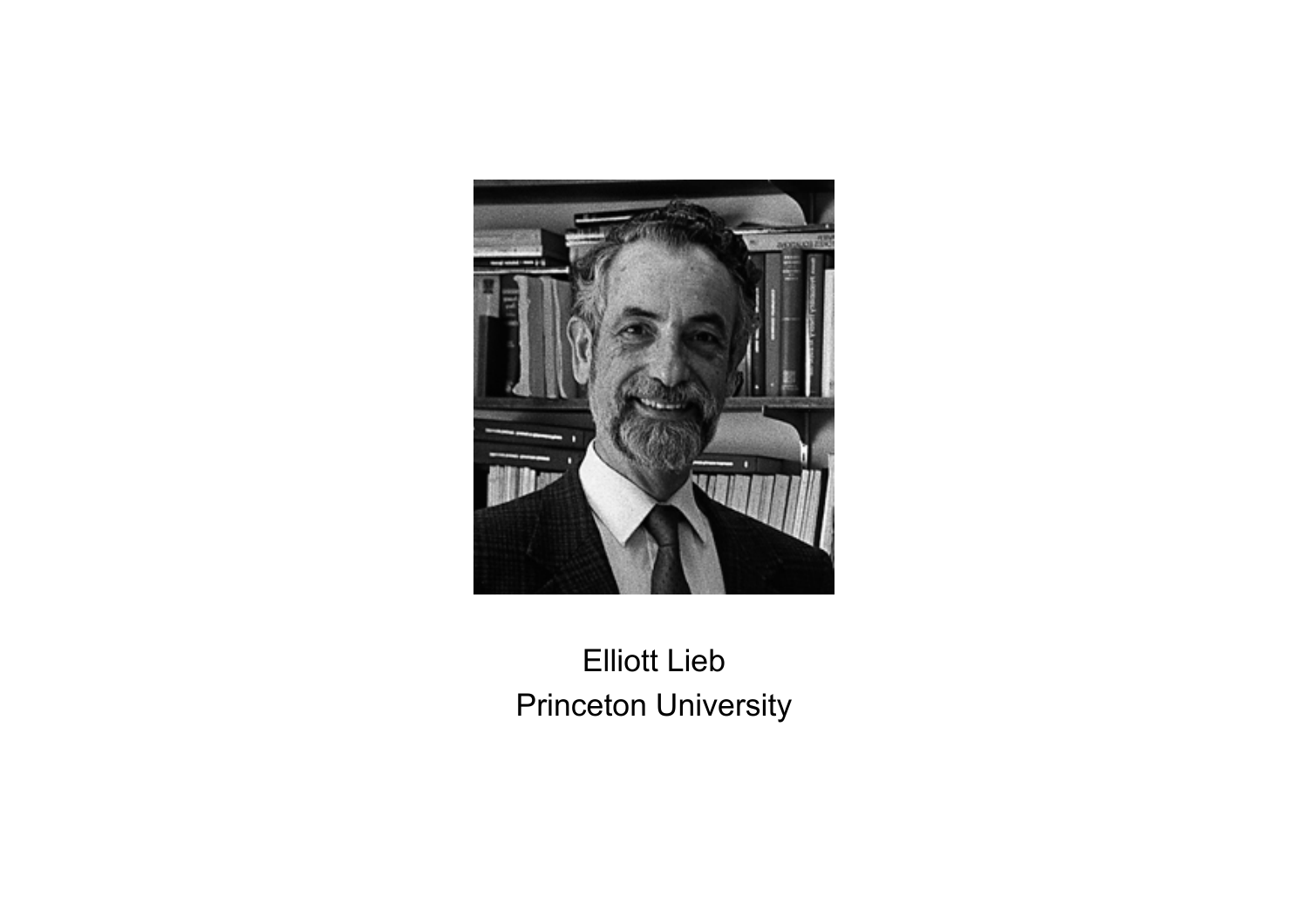Elliott Lieb
Princeton University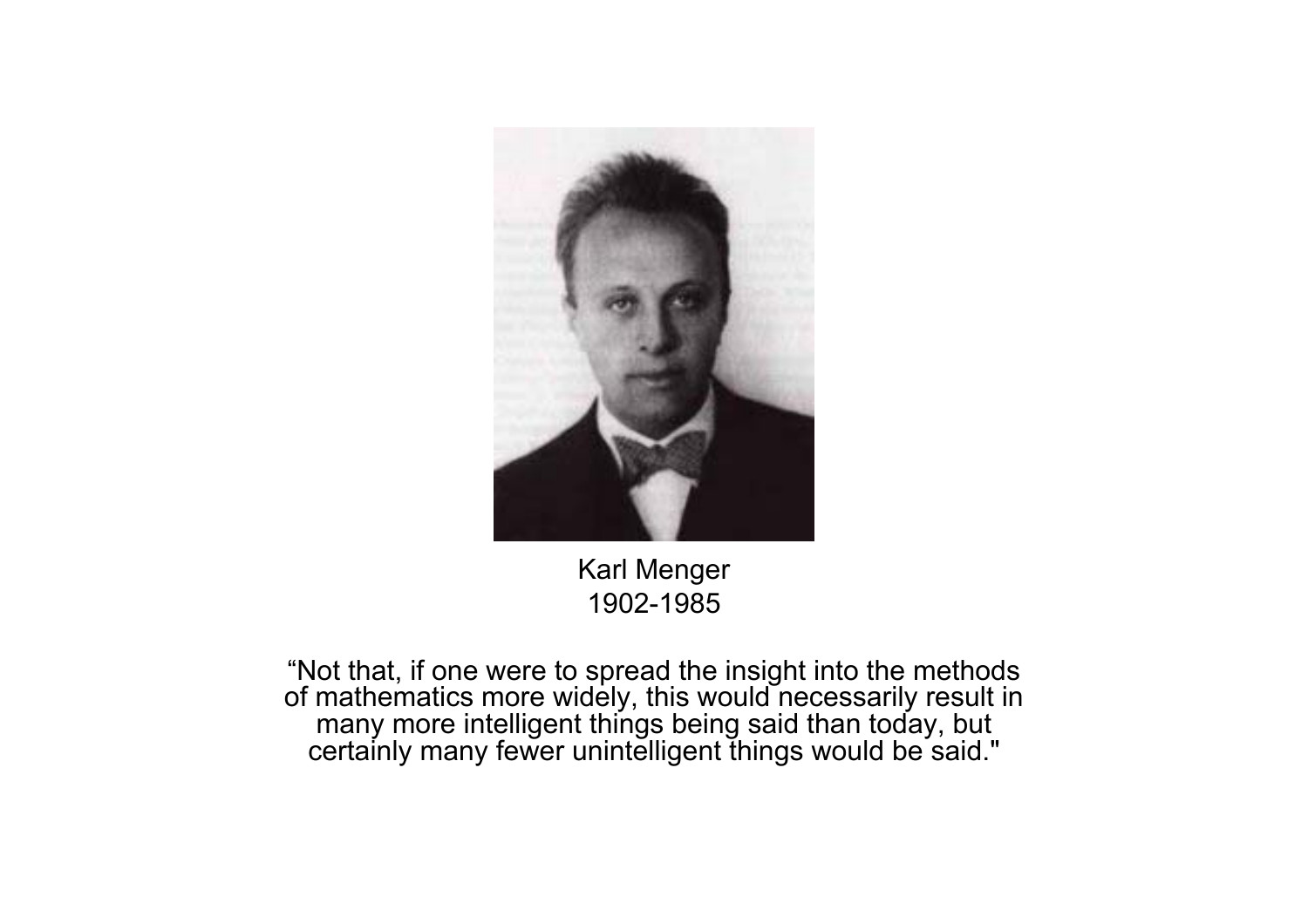Karl Menger
1902-1985

"Not that, if one were to spread the insight into the methods of mathematics more widely, this would necessarily result in many more intelligent things being said than today, but certainly many fewer unintelligent things would be said."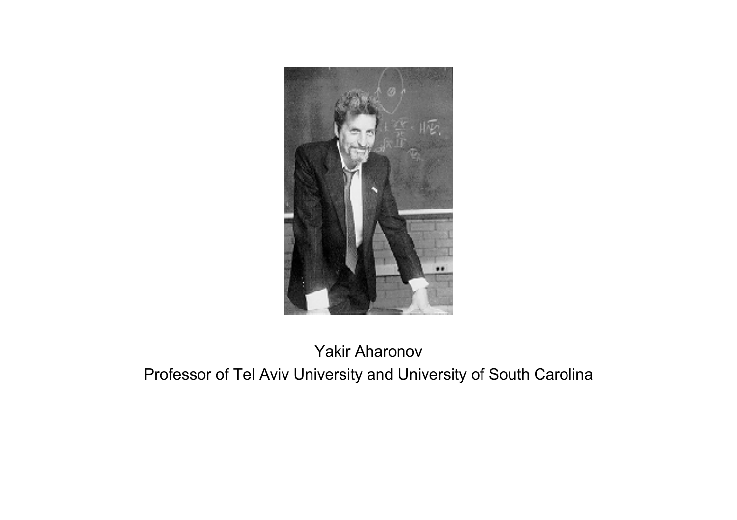Yakir Aharonov

Professor of Tel Aviv University and University of South Carolina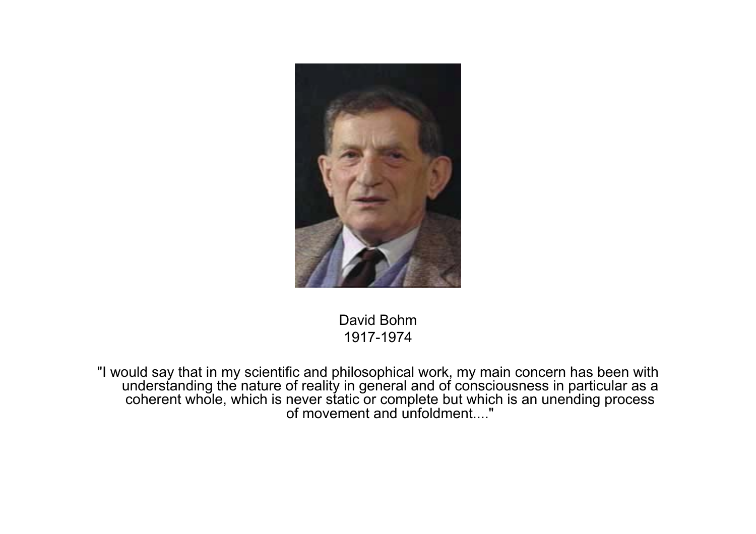David Bohm
1917-1974

"I would say that in my scientific and philosophical work, my main concern has been with understanding the nature of reality in general and of consciousness in particular as a coherent whole, which is never static or complete but which is an unending process of movement and unfoldment...."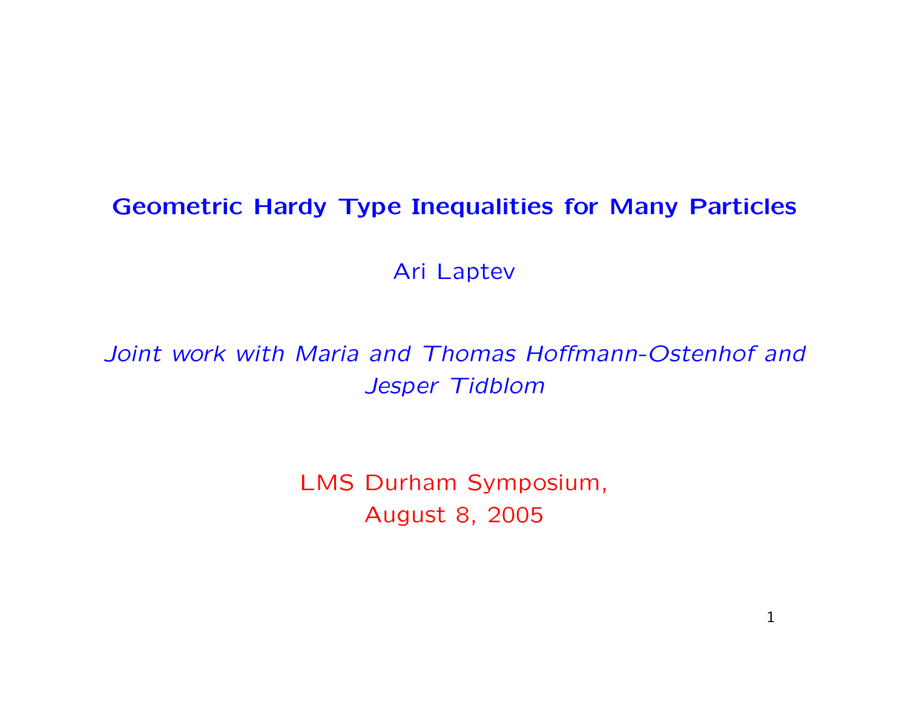# Geometric Hardy Type Inequalities for Many Particles

Ari Laptev

*Joint work with Maria and Thomas Hoffmann-Ostenhof and Jesper Tidblom*

LMS Durham Symposium,
August 8, 2005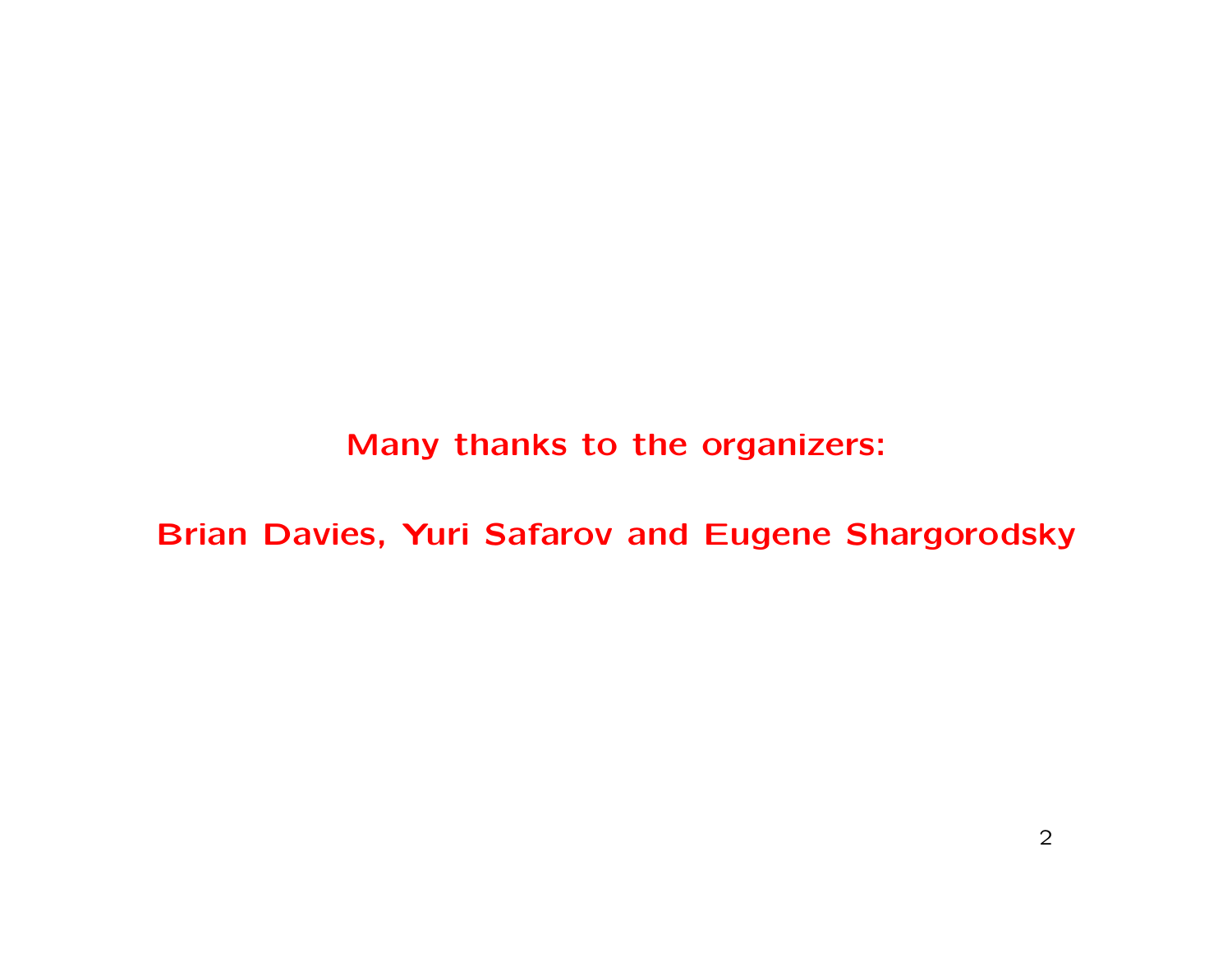**Many thanks to the organizers:**

**Brian Davies, Yuri Safarov and Eugene Shargorodsky**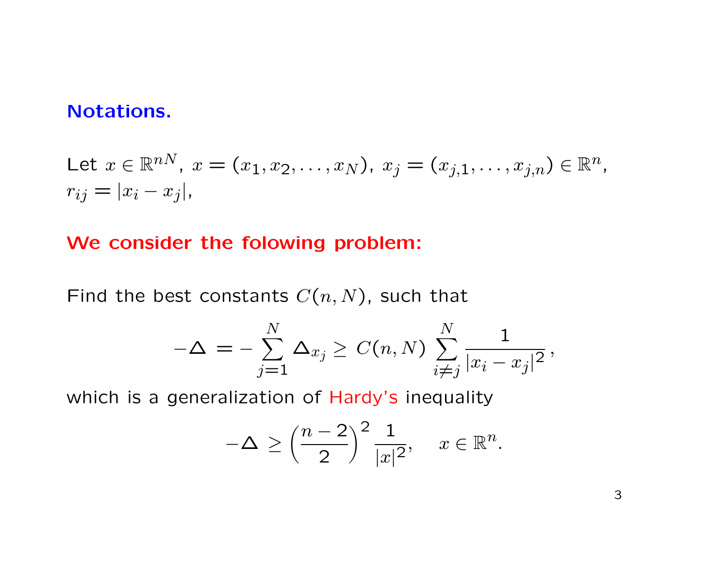**Notations.**

Let $x \in \mathbb{R}^{nN}$, $x = (x_1, x_2, \dots, x_N)$, $x_j = (x_{j,1}, \dots, x_{j,n}) \in \mathbb{R}^n$, $r_{ij} = |x_i - x_j|$,

**We consider the folowing problem:**

Find the best constants $C(n, N)$, such that

$$-\Delta = -\sum_{j=1}^{N} \Delta_{x_j} \geq C(n, N) \sum_{i \neq j}^{N} \frac{1}{|x_i - x_j|^2},$$

which is a generalization of Hardy's inequality

$$-\Delta \geq \left(\frac{n-2}{2}\right)^2 \frac{1}{|x|^2}, \quad x \in \mathbb{R}^n.$$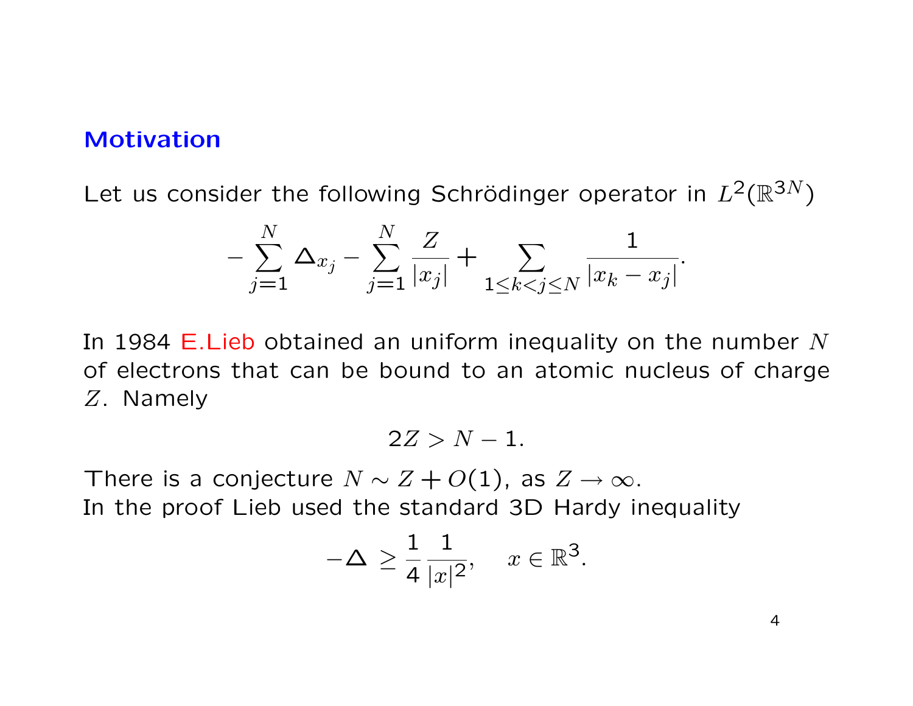## Motivation

Let us consider the following Schrödinger operator in $L^2(\mathbb{R}^{3N})$

$$-\sum_{j=1}^{N} \Delta_{x_j} - \sum_{j=1}^{N} \frac{Z}{|x_j|} + \sum_{1\le k<j\le N} \frac{1}{|x_k - x_j|}.$$

In 1984 E.Lieb obtained an uniform inequality on the number $N$ of electrons that can be bound to an atomic nucleus of charge $Z$. Namely

$$2Z > N - 1.$$

There is a conjecture $N \sim Z + O(1)$, as $Z \to \infty$.
In the proof Lieb used the standard 3D Hardy inequality

$$-\Delta \ \ge \frac{1}{4}\frac{1}{|x|^2}, \quad x \in \mathbb{R}^3.$$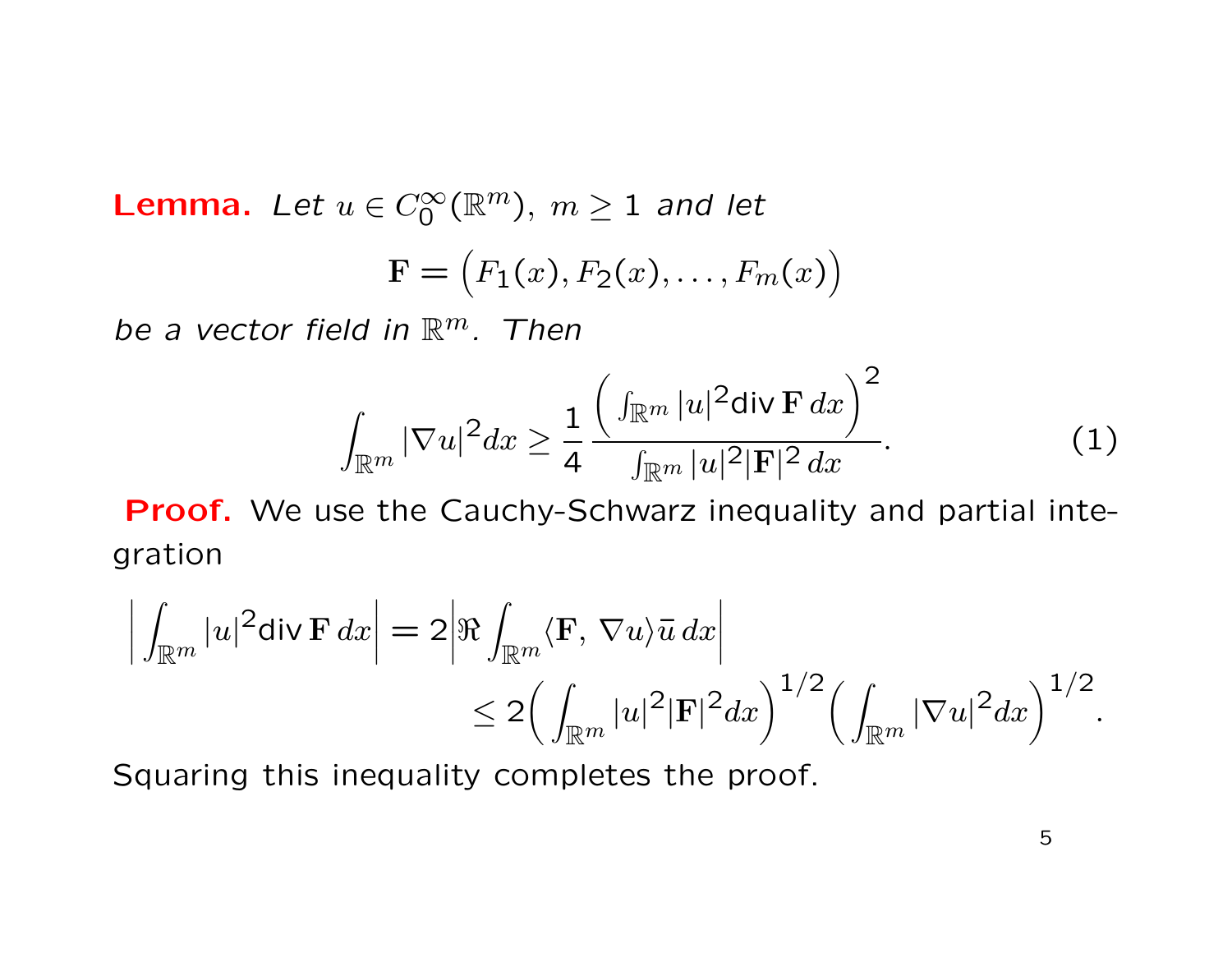**Lemma.** *Let $u \in C_0^\infty(\mathbb{R}^m),\ m \geq 1$ and let*

$$\mathbf{F} = \Big(F_1(x), F_2(x), \ldots, F_m(x)\Big)$$

*be a vector field in $\mathbb{R}^m$. Then*

$$\int_{\mathbb{R}^m} |\nabla u|^2 dx \geq \frac{1}{4} \frac{\Big( \int_{\mathbb{R}^m} |u|^2 \operatorname{div} \mathbf{F}\, dx \Big)^2}{\int_{\mathbb{R}^m} |u|^2 |\mathbf{F}|^2\, dx}. \tag{1}$$

**Proof.** We use the Cauchy-Schwarz inequality and partial integration

$$\begin{aligned}
\Big| \int_{\mathbb{R}^m} |u|^2 \operatorname{div} \mathbf{F}\, dx \Big| &= 2 \Big| \Re \int_{\mathbb{R}^m} \langle \mathbf{F},\, \nabla u \rangle \bar{u}\, dx \Big| \\
&\leq 2 \Big( \int_{\mathbb{R}^m} |u|^2 |\mathbf{F}|^2 dx \Big)^{1/2} \Big( \int_{\mathbb{R}^m} |\nabla u|^2 dx \Big)^{1/2}.
\end{aligned}$$

Squaring this inequality completes the proof.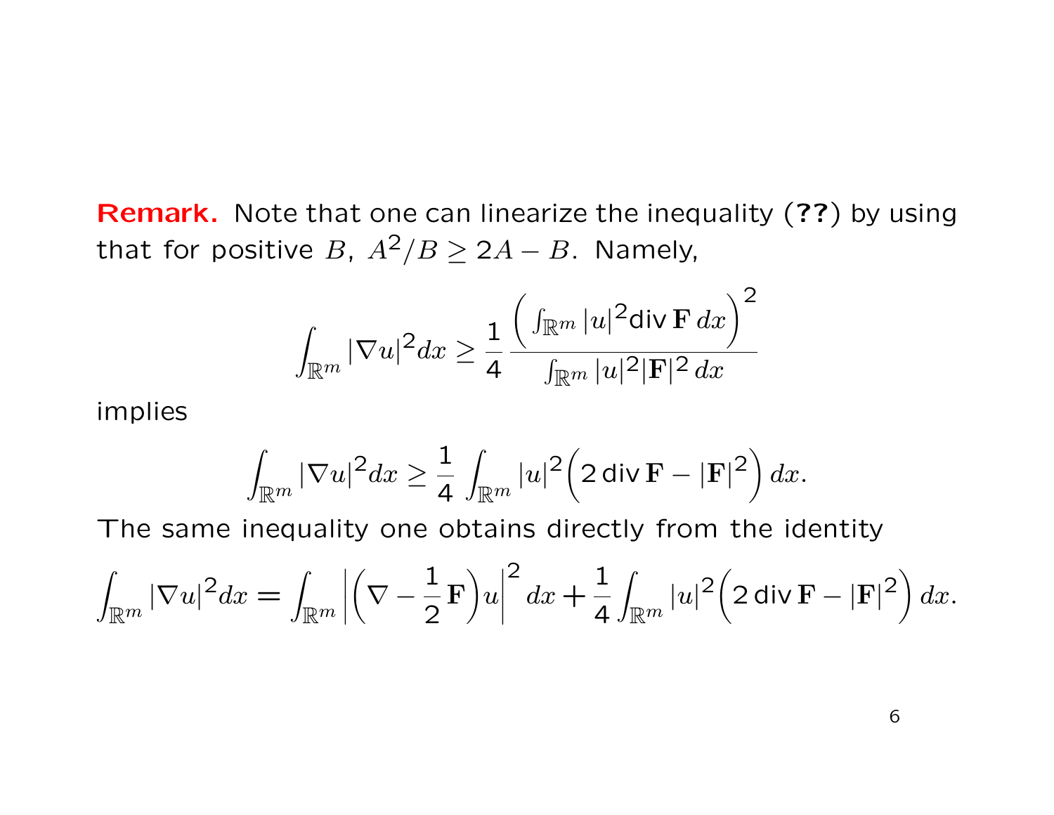**Remark.** Note that one can linearize the inequality (**??**) by using that for positive $B$, $A^2/B \geq 2A - B$. Namely,

$$\int_{\mathbb{R}^m} |\nabla u|^2 dx \geq \frac{1}{4} \frac{\left( \int_{\mathbb{R}^m} |u|^2 \mathrm{div}\, \mathbf{F}\, dx \right)^2}{\int_{\mathbb{R}^m} |u|^2 |\mathbf{F}|^2\, dx}$$

implies

$$\int_{\mathbb{R}^m} |\nabla u|^2 dx \geq \frac{1}{4} \int_{\mathbb{R}^m} |u|^2 \Big( 2\, \mathrm{div}\, \mathbf{F} - |\mathbf{F}|^2 \Big)\, dx.$$

The same inequality one obtains directly from the identity

$$\int_{\mathbb{R}^m} |\nabla u|^2 dx = \int_{\mathbb{R}^m} \Big| \Big( \nabla - \frac{1}{2} \mathbf{F} \Big) u \Big|^2 dx + \frac{1}{4} \int_{\mathbb{R}^m} |u|^2 \Big( 2\, \mathrm{div}\, \mathbf{F} - |\mathbf{F}|^2 \Big)\, dx.$$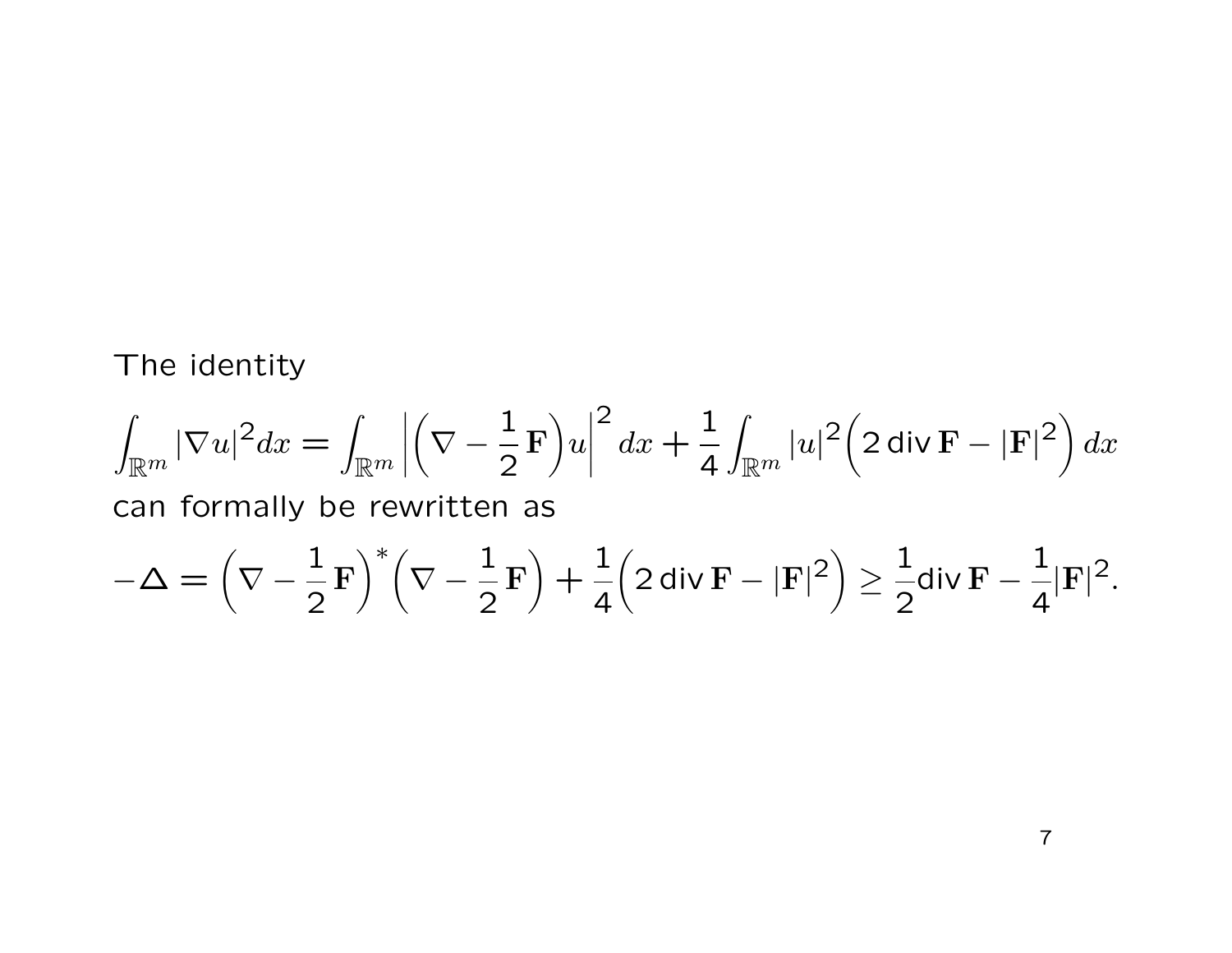The identity

$$\int_{\mathbb{R}^m} |\nabla u|^2 dx = \int_{\mathbb{R}^m} \Big| \Big(\nabla - \frac{1}{2}\,\mathbf{F}\Big) u \Big|^2 \, dx + \frac{1}{4} \int_{\mathbb{R}^m} |u|^2 \Big( 2 \,\mathrm{div}\, \mathbf{F} - |\mathbf{F}|^2 \Big) \, dx$$

can formally be rewritten as

$$-\Delta = \Big(\nabla - \frac{1}{2}\,\mathbf{F}\Big)^* \Big(\nabla - \frac{1}{2}\,\mathbf{F}\Big) + \frac{1}{4}\Big( 2\,\mathrm{div}\,\mathbf{F} - |\mathbf{F}|^2 \Big) \geq \frac{1}{2}\mathrm{div}\,\mathbf{F} - \frac{1}{4}|\mathbf{F}|^2.$$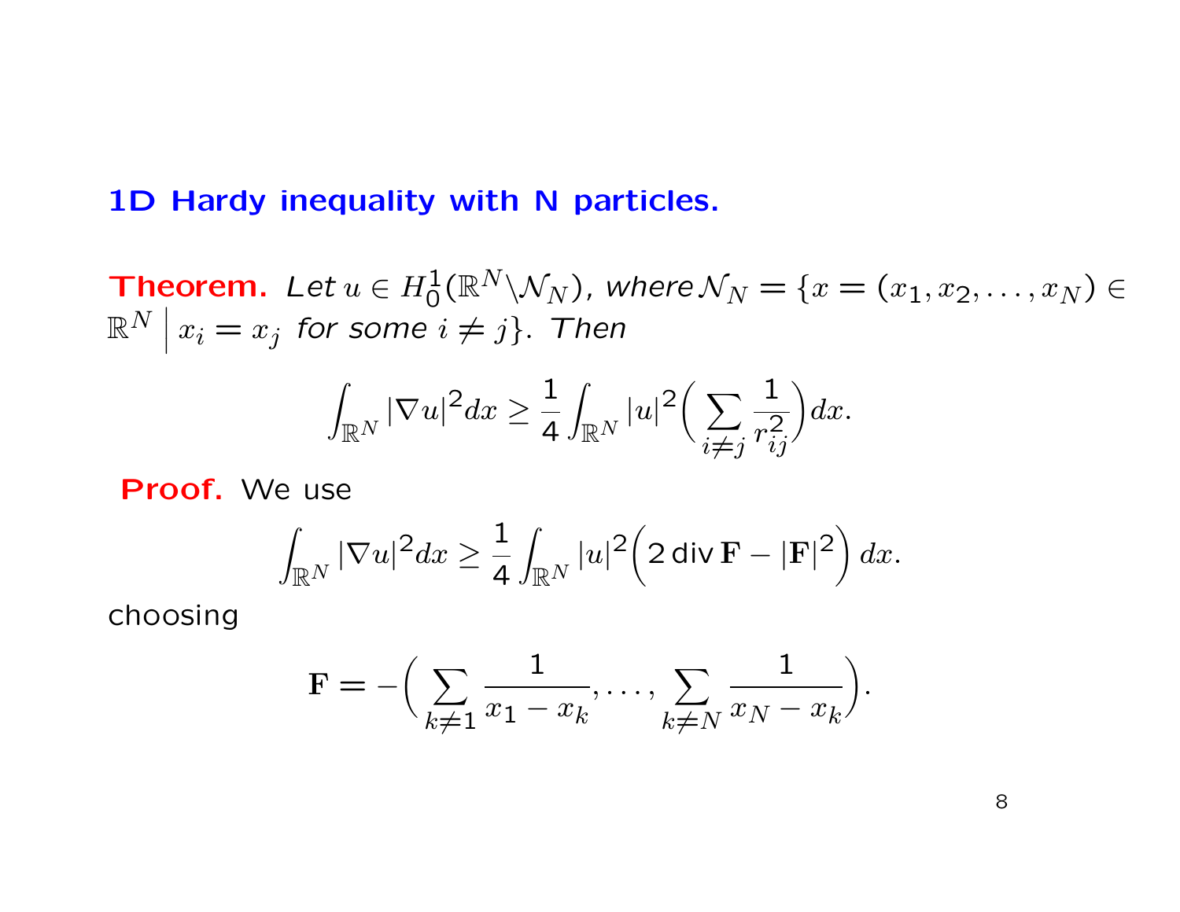## 1D Hardy inequality with N particles.

**Theorem.** *Let $u \in H_0^1(\mathbb{R}^N \backslash \mathcal{N}_N)$, where $\mathcal{N}_N = \{x = (x_1, x_2, \ldots, x_N) \in \mathbb{R}^N \,\Big|\, x_i = x_j$ for some $i \neq j\}$. Then*

$$
\int_{\mathbb{R}^N} |\nabla u|^2 dx \geq \frac{1}{4} \int_{\mathbb{R}^N} |u|^2 \Big( \sum_{i \neq j} \frac{1}{r_{ij}^2} \Big) dx.
$$

**Proof.** We use

$$
\int_{\mathbb{R}^N} |\nabla u|^2 dx \geq \frac{1}{4} \int_{\mathbb{R}^N} |u|^2 \Big( 2 \,\mathrm{div}\, \mathbf{F} - |\mathbf{F}|^2 \Big)\, dx.
$$

choosing

$$
\mathbf{F} = -\Big( \sum_{k \neq 1} \frac{1}{x_1 - x_k}, \ldots, \sum_{k \neq N} \frac{1}{x_N - x_k} \Big).
$$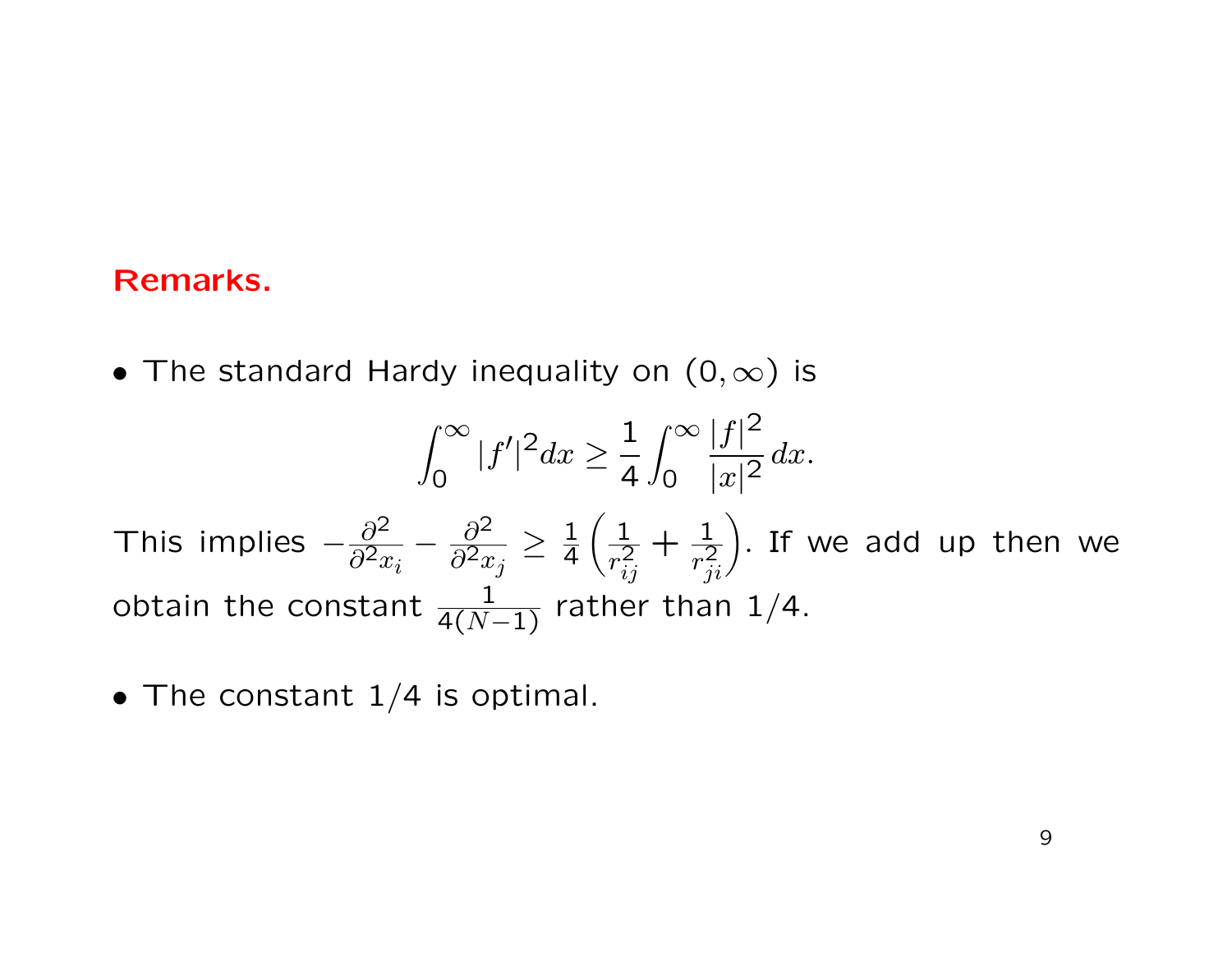**Remarks.**

- The standard Hardy inequality on $(0, \infty)$ is

$$\int_0^\infty |f'|^2 dx \geq \frac{1}{4} \int_0^\infty \frac{|f|^2}{|x|^2} \, dx.$$

This implies $-\frac{\partial^2}{\partial^2 x_i} - \frac{\partial^2}{\partial^2 x_j} \geq \frac{1}{4} \left( \frac{1}{r_{ij}^2} + \frac{1}{r_{ji}^2} \right)$. If we add up then we obtain the constant $\frac{1}{4(N-1)}$ rather than 1/4.

- The constant 1/4 is optimal.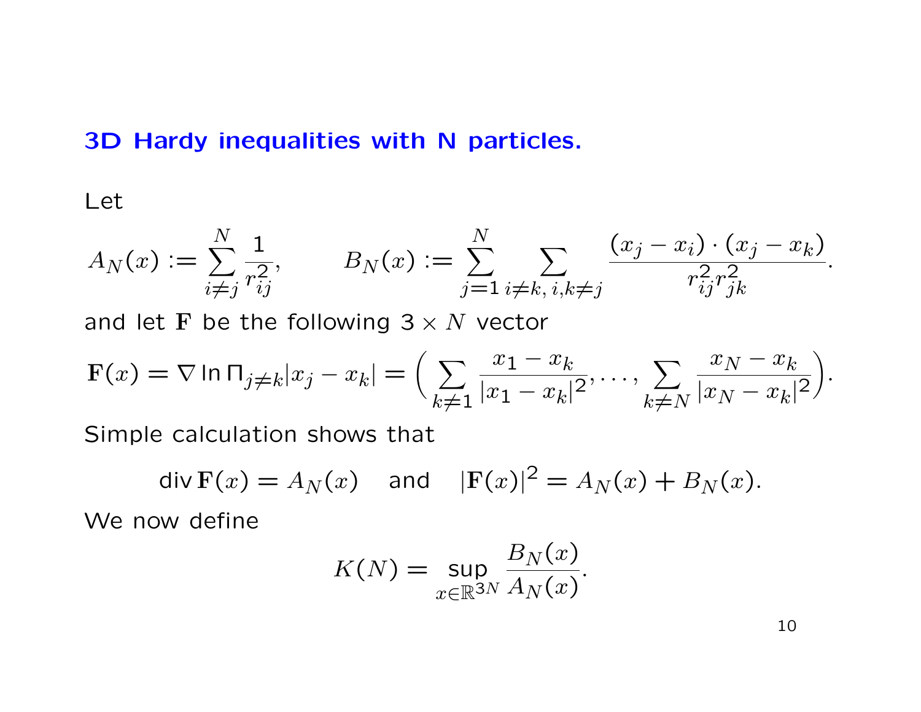## 3D Hardy inequalities with N particles.

Let

$$A_N(x) := \sum_{i \neq j}^{N} \frac{1}{r_{ij}^2}, \qquad B_N(x) := \sum_{j=1}^{N} \sum_{i \neq k,\, i,k \neq j} \frac{(x_j - x_i) \cdot (x_j - x_k)}{r_{ij}^2 r_{jk}^2}.$$

and let $\mathbf{F}$ be the following $3 \times N$ vector

$$\mathbf{F}(x) = \nabla \ln \Pi_{j \neq k} |x_j - x_k| = \Big( \sum_{k \neq 1} \frac{x_1 - x_k}{|x_1 - x_k|^2}, \ldots, \sum_{k \neq N} \frac{x_N - x_k}{|x_N - x_k|^2} \Big).$$

Simple calculation shows that

$$\operatorname{div} \mathbf{F}(x) = A_N(x) \quad \text{and} \quad |\mathbf{F}(x)|^2 = A_N(x) + B_N(x).$$

We now define

$$K(N) = \sup_{x \in \mathbb{R}^{3N}} \frac{B_N(x)}{A_N(x)}.$$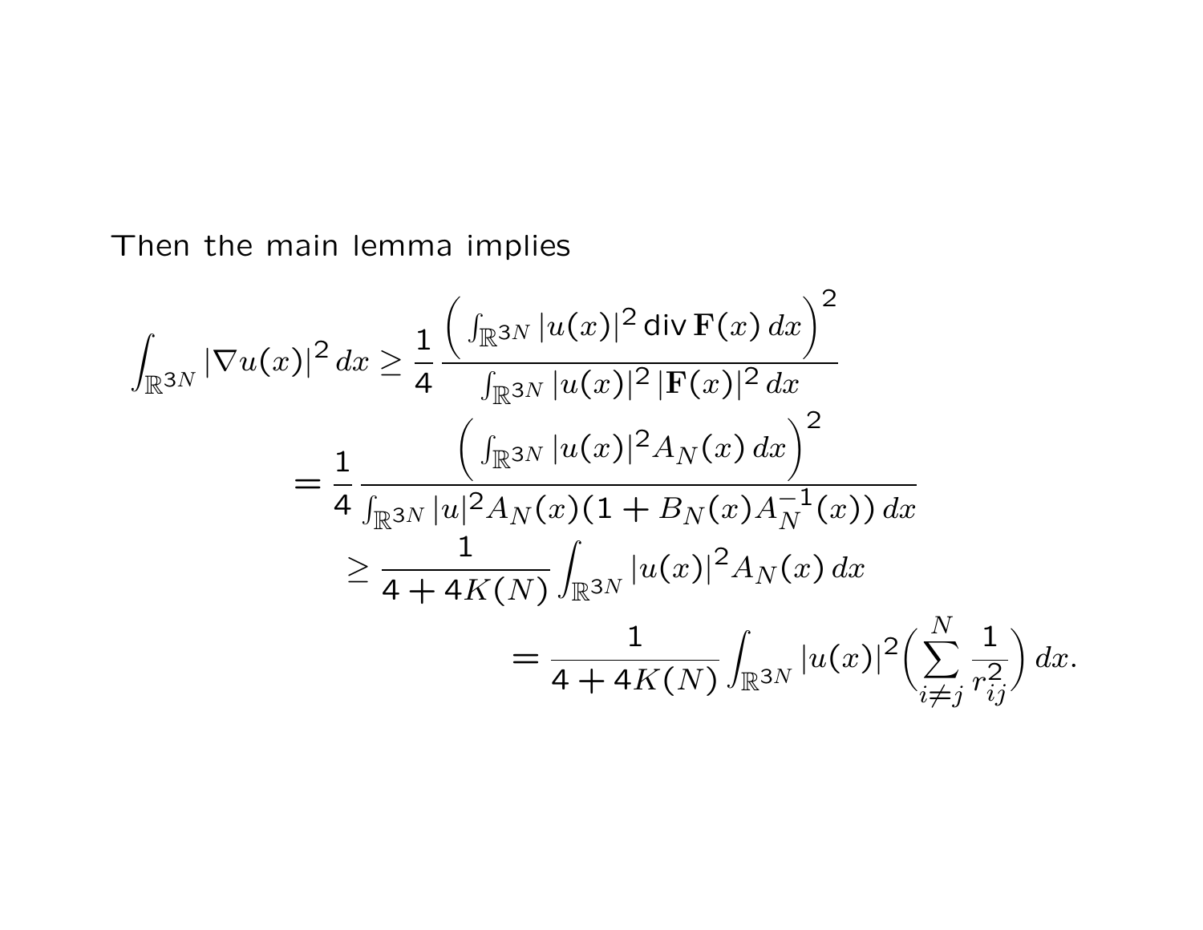Then the main lemma implies

$$
\begin{aligned}
\int_{\mathbb{R}^{3N}} |\nabla u(x)|^2 \, dx &\geq \frac{1}{4} \frac{\left( \int_{\mathbb{R}^{3N}} |u(x)|^2 \operatorname{div} \mathbf{F}(x) \, dx \right)^2}{\int_{\mathbb{R}^{3N}} |u(x)|^2 \, |\mathbf{F}(x)|^2 \, dx} \\
&= \frac{1}{4} \frac{\left( \int_{\mathbb{R}^{3N}} |u(x)|^2 A_N(x) \, dx \right)^2}{\int_{\mathbb{R}^{3N}} |u|^2 A_N(x)(1 + B_N(x) A_N^{-1}(x)) \, dx} \\
&\geq \frac{1}{4 + 4K(N)} \int_{\mathbb{R}^{3N}} |u(x)|^2 A_N(x) \, dx \\
&= \frac{1}{4 + 4K(N)} \int_{\mathbb{R}^{3N}} |u(x)|^2 \Big( \sum_{i \neq j}^{N} \frac{1}{r_{ij}^2} \Big) \, dx.
\end{aligned}
$$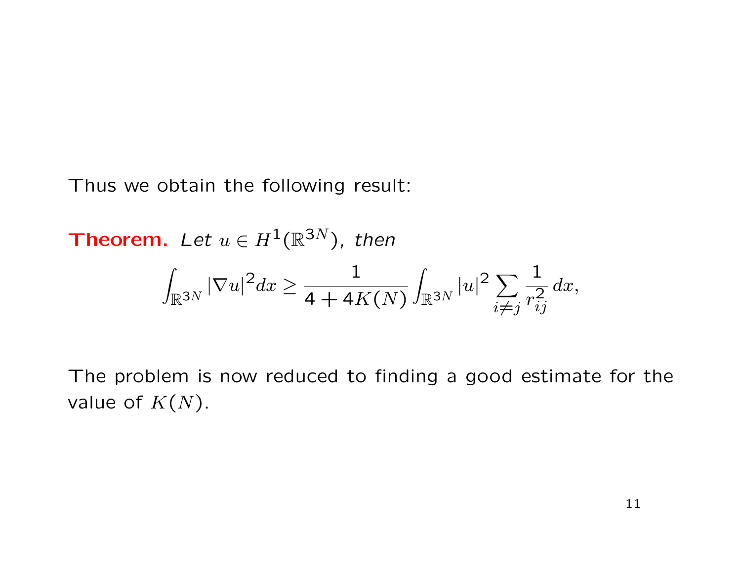Thus we obtain the following result:

**Theorem.** *Let $u \in H^1(\mathbb{R}^{3N})$, then*

$$\int_{\mathbb{R}^{3N}} |\nabla u|^2 dx \geq \frac{1}{4 + 4K(N)} \int_{\mathbb{R}^{3N}} |u|^2 \sum_{i \neq j} \frac{1}{r_{ij}^2} \, dx,$$

The problem is now reduced to finding a good estimate for the value of $K(N)$.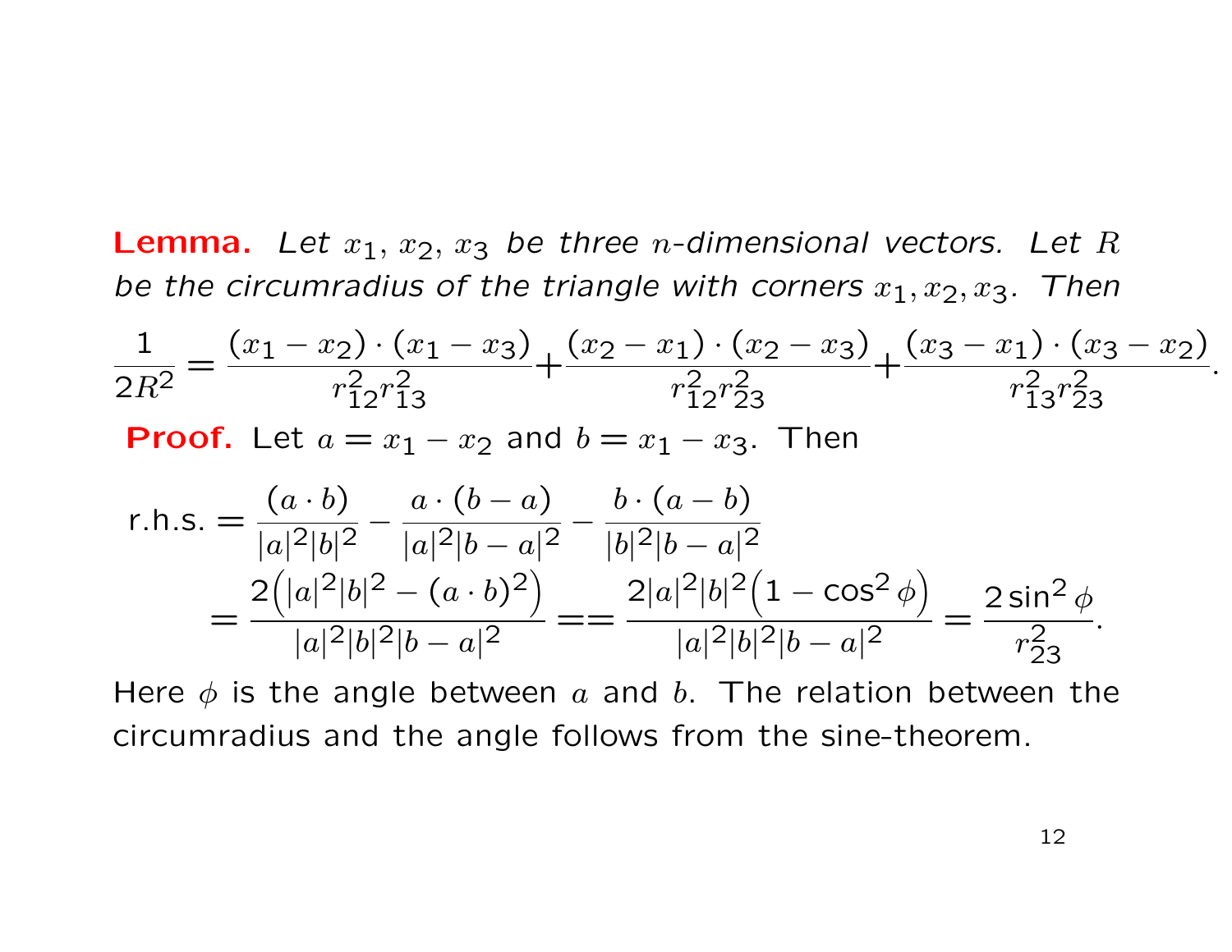**Lemma.** *Let $x_1$, $x_2$, $x_3$ be three $n$-dimensional vectors. Let $R$ be the circumradius of the triangle with corners $x_1, x_2, x_3$. Then*

$$\frac{1}{2R^2} = \frac{(x_1 - x_2) \cdot (x_1 - x_3)}{r_{12}^2 r_{13}^2} + \frac{(x_2 - x_1) \cdot (x_2 - x_3)}{r_{12}^2 r_{23}^2} + \frac{(x_3 - x_1) \cdot (x_3 - x_2)}{r_{13}^2 r_{23}^2}.$$

**Proof.** Let $a = x_1 - x_2$ and $b = x_1 - x_3$. Then

$$\begin{aligned}
\text{r.h.s.} &= \frac{(a \cdot b)}{|a|^2 |b|^2} - \frac{a \cdot (b - a)}{|a|^2 |b - a|^2} - \frac{b \cdot (a - b)}{|b|^2 |b - a|^2} \\
&= \frac{2\Big(|a|^2 |b|^2 - (a \cdot b)^2\Big)}{|a|^2 |b|^2 |b - a|^2} == \frac{2|a|^2 |b|^2 \Big(1 - \cos^2 \phi\Big)}{|a|^2 |b|^2 |b - a|^2} = \frac{2 \sin^2 \phi}{r_{23}^2}.
\end{aligned}$$

Here $\phi$ is the angle between $a$ and $b$. The relation between the circumradius and the angle follows from the sine-theorem.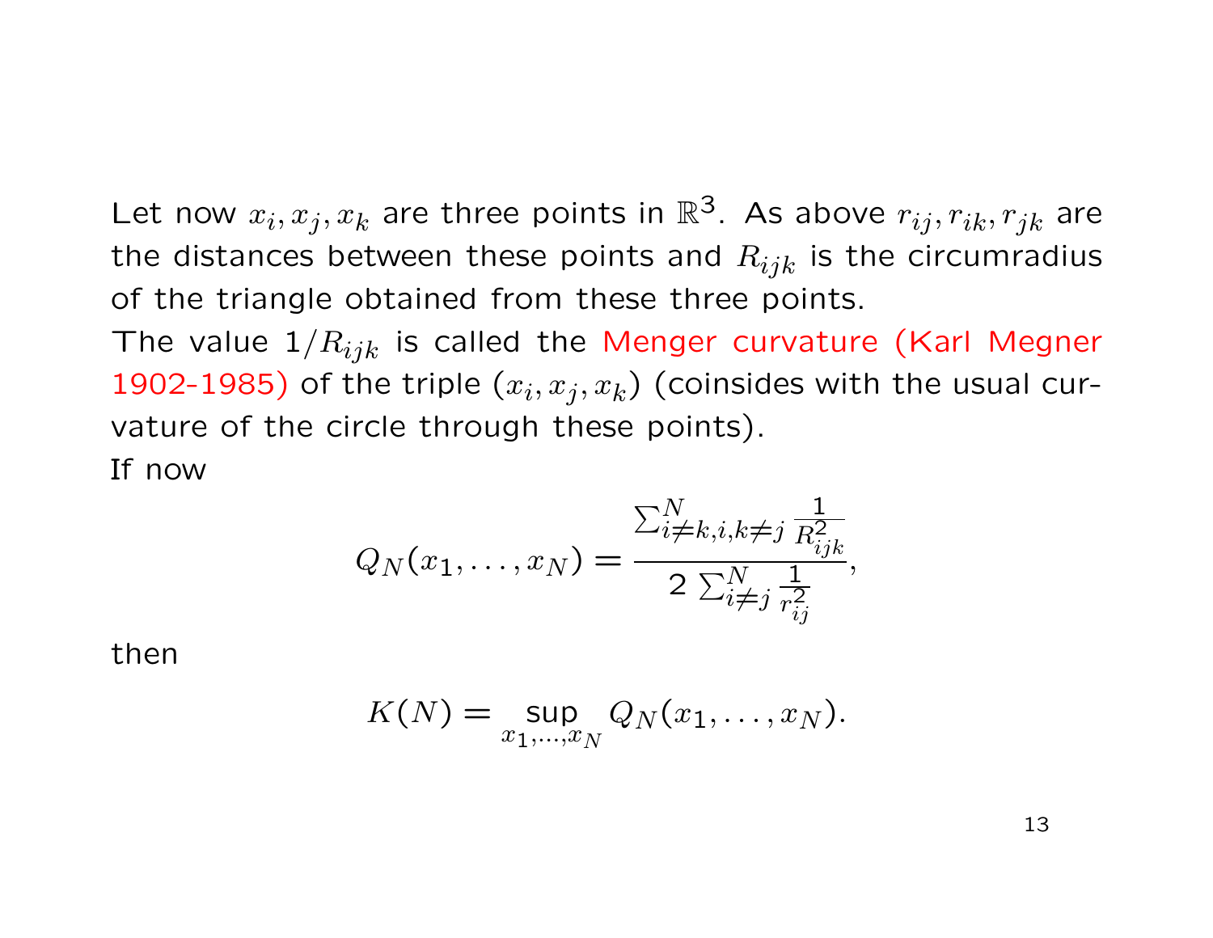Let now $x_i, x_j, x_k$ are three points in $\mathbb{R}^3$. As above $r_{ij}, r_{ik}, r_{jk}$ are the distances between these points and $R_{ijk}$ is the circumradius of the triangle obtained from these three points.

The value $1/R_{ijk}$ is called the Menger curvature (Karl Megner 1902-1985) of the triple $(x_i, x_j, x_k)$ (coinsides with the usual curvature of the circle through these points).

If now

$$Q_N(x_1, \ldots, x_N) = \frac{\sum_{i \neq k, i, k \neq j}^{N} \frac{1}{R_{ijk}^2}}{2 \sum_{i \neq j}^{N} \frac{1}{r_{ij}^2}},$$

then

$$K(N) = \sup_{x_1, \ldots, x_N} Q_N(x_1, \ldots, x_N).$$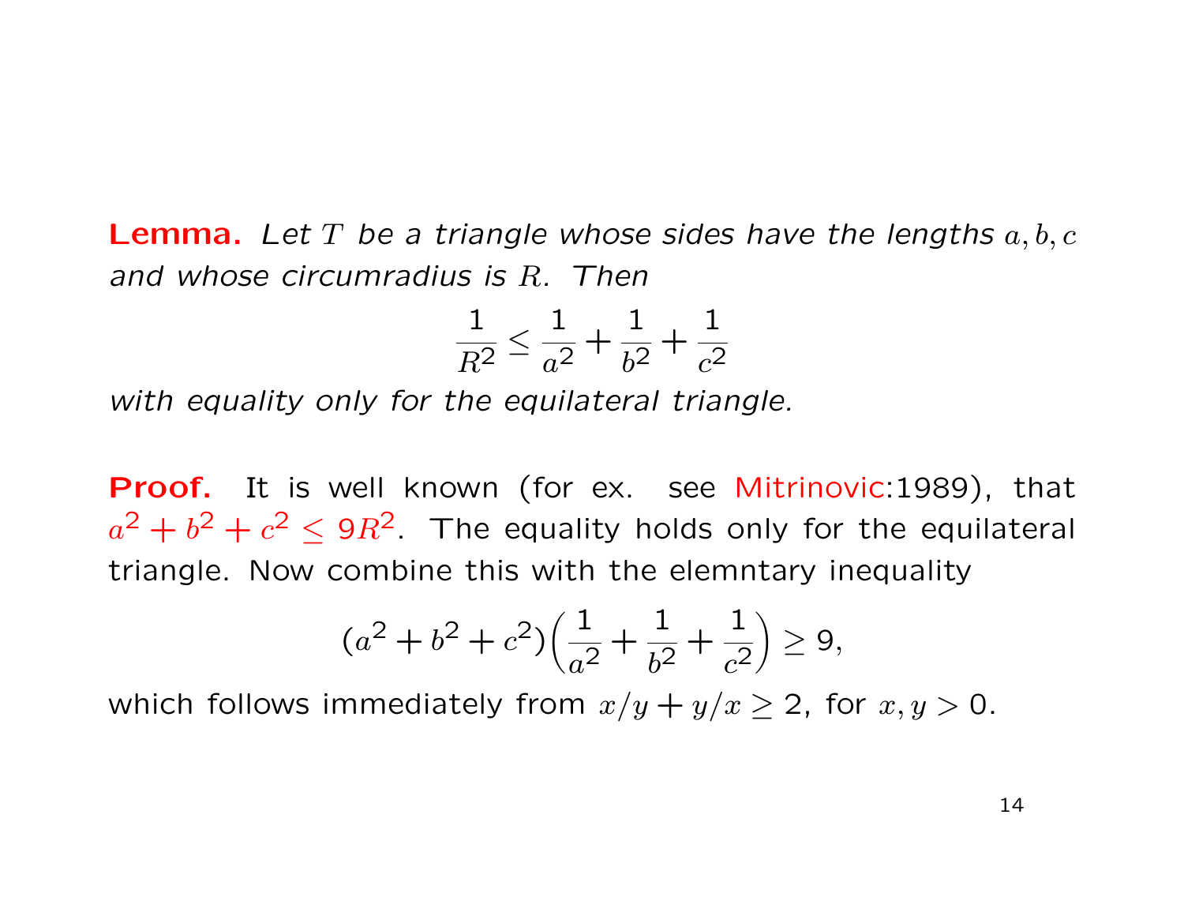**Lemma.** *Let $T$ be a triangle whose sides have the lengths $a, b, c$ and whose circumradius is $R$. Then*

$$\frac{1}{R^2} \leq \frac{1}{a^2} + \frac{1}{b^2} + \frac{1}{c^2}$$

*with equality only for the equilateral triangle.*

**Proof.** It is well known (for ex. see Mitrinovic:1989), that $a^2 + b^2 + c^2 \leq 9R^2$. The equality holds only for the equilateral triangle. Now combine this with the elemntary inequality

$$(a^2 + b^2 + c^2)\Big(\frac{1}{a^2} + \frac{1}{b^2} + \frac{1}{c^2}\Big) \geq 9,$$

which follows immediately from $x/y + y/x \geq 2$, for $x, y > 0$.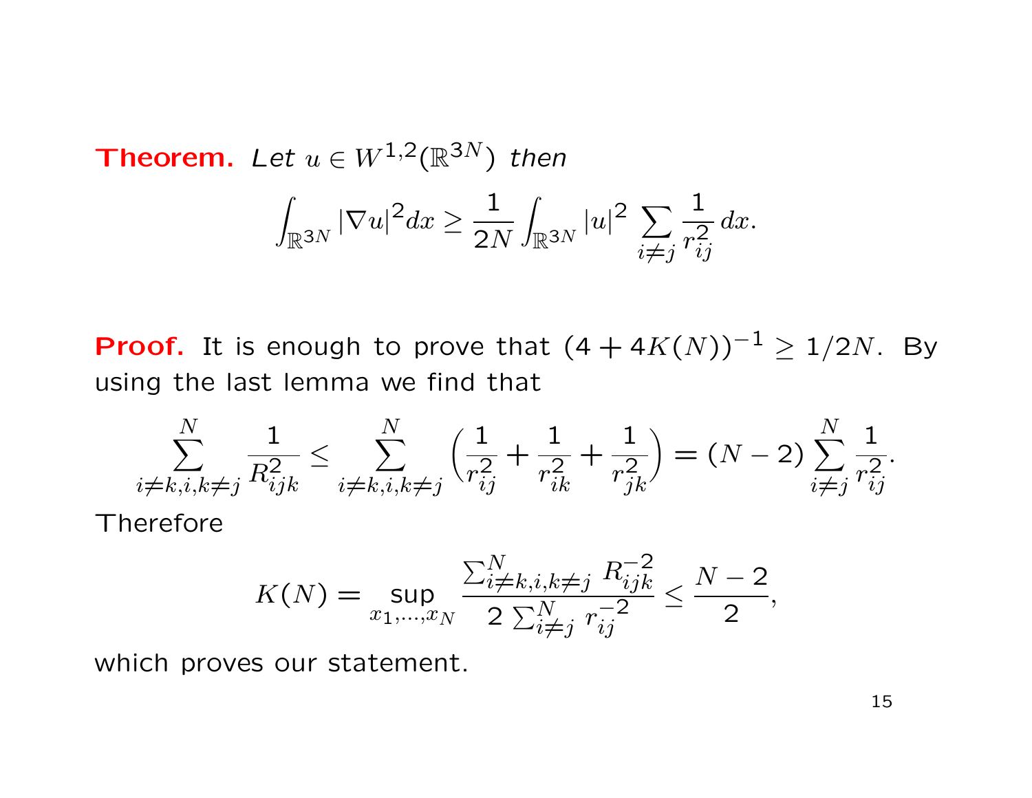**Theorem.** *Let $u \in W^{1,2}(\mathbb{R}^{3N})$ then*

$$\int_{\mathbb{R}^{3N}} |\nabla u|^2 dx \geq \frac{1}{2N} \int_{\mathbb{R}^{3N}} |u|^2 \sum_{i \neq j} \frac{1}{r_{ij}^2} \, dx.$$

**Proof.** It is enough to prove that $(4 + 4K(N))^{-1} \geq 1/2N$. By using the last lemma we find that

$$\sum_{i \neq k, i, k \neq j}^{N} \frac{1}{R_{ijk}^2} \leq \sum_{i \neq k, i, k \neq j}^{N} \left( \frac{1}{r_{ij}^2} + \frac{1}{r_{ik}^2} + \frac{1}{r_{jk}^2} \right) = (N-2) \sum_{i \neq j}^{N} \frac{1}{r_{ij}^2}.$$

Therefore

$$K(N) = \sup_{x_1, \ldots, x_N} \frac{\sum_{i \neq k, i, k \neq j}^{N} R_{ijk}^{-2}}{2 \sum_{i \neq j}^{N} r_{ij}^{-2}} \leq \frac{N-2}{2},$$

which proves our statement.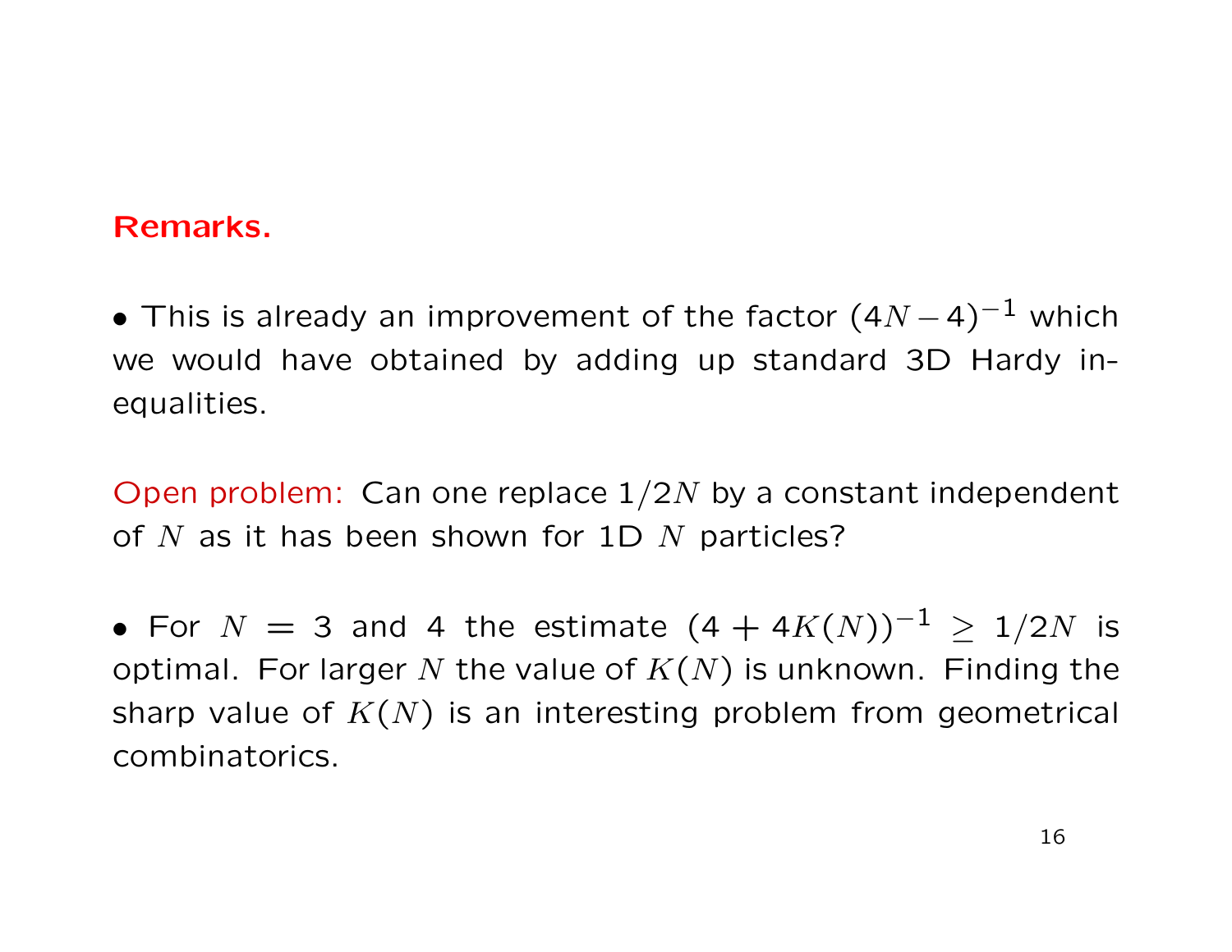**Remarks.**

- This is already an improvement of the factor $(4N-4)^{-1}$ which we would have obtained by adding up standard 3D Hardy inequalities.

Open problem: Can one replace $1/2N$ by a constant independent of $N$ as it has been shown for 1D $N$ particles?

- For $N = 3$ and 4 the estimate $(4 + 4K(N))^{-1} \geq 1/2N$ is optimal. For larger $N$ the value of $K(N)$ is unknown. Finding the sharp value of $K(N)$ is an interesting problem from geometrical combinatorics.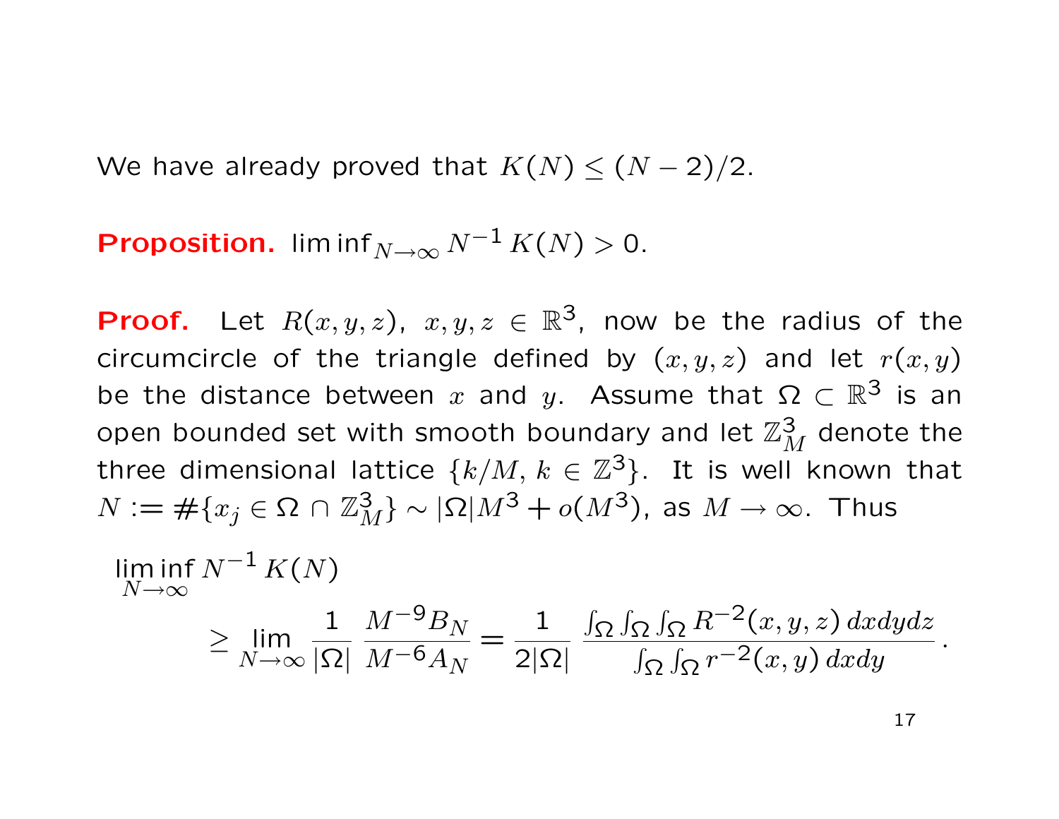We have already proved that $K(N) \leq (N-2)/2$.

**Proposition.** $\liminf_{N\to\infty} N^{-1} K(N) > 0$.

**Proof.** Let $R(x,y,z)$, $x,y,z \in \mathbb{R}^3$, now be the radius of the circumcircle of the triangle defined by $(x,y,z)$ and let $r(x,y)$ be the distance between $x$ and $y$. Assume that $\Omega \subset \mathbb{R}^3$ is an open bounded set with smooth boundary and let $\mathbb{Z}^3_M$ denote the three dimensional lattice $\{k/M,\, k \in \mathbb{Z}^3\}$. It is well known that $N := \#\{x_j \in \Omega \cap \mathbb{Z}^3_M\} \sim |\Omega| M^3 + o(M^3)$, as $M \to \infty$. Thus

$$
\begin{aligned}
&\liminf_{N\to\infty} N^{-1} K(N) \\
&\qquad \geq \lim_{N\to\infty} \frac{1}{|\Omega|} \frac{M^{-9} B_N}{M^{-6} A_N} = \frac{1}{2|\Omega|} \frac{\int_\Omega \int_\Omega \int_\Omega R^{-2}(x,y,z)\, dxdydz}{\int_\Omega \int_\Omega r^{-2}(x,y)\, dxdy}\,.
\end{aligned}
$$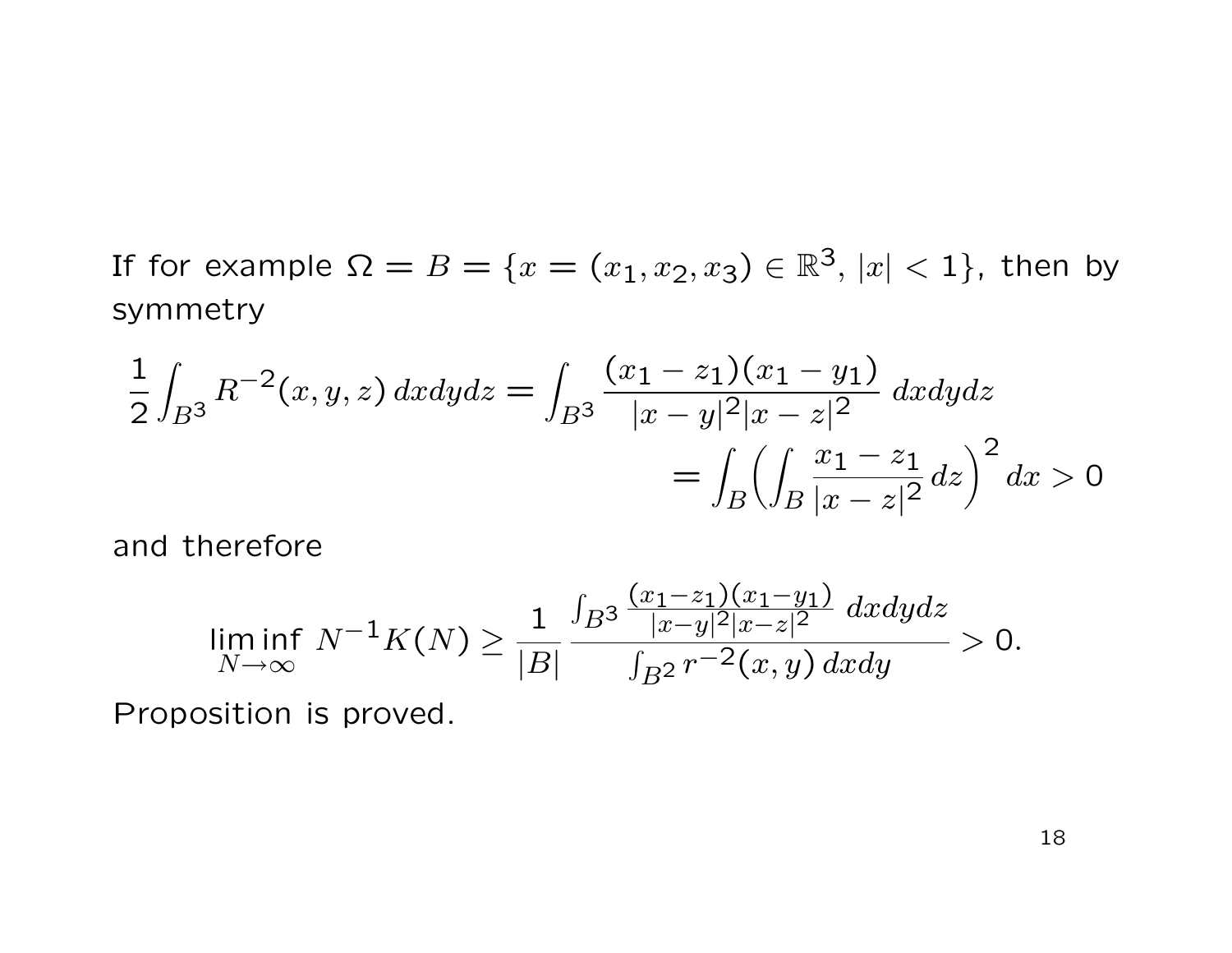If for example $\Omega = B = \{x = (x_1, x_2, x_3) \in \mathbb{R}^3, \, |x| < 1\}$, then by symmetry

$$\frac{1}{2}\int_{B^3} R^{-2}(x,y,z)\,dxdydz = \int_{B^3} \frac{(x_1 - z_1)(x_1 - y_1)}{|x-y|^2|x-z|^2}\,dxdydz$$
$$= \int_B \Big( \int_B \frac{x_1 - z_1}{|x-z|^2}\,dz \Big)^2 dx > 0$$

and therefore

$$\liminf_{N\to\infty} N^{-1}K(N) \geq \frac{1}{|B|} \frac{\int_{B^3} \frac{(x_1-z_1)(x_1-y_1)}{|x-y|^2|x-z|^2}\,dxdydz}{\int_{B^2} r^{-2}(x,y)\,dxdy} > 0.$$

Proposition is proved.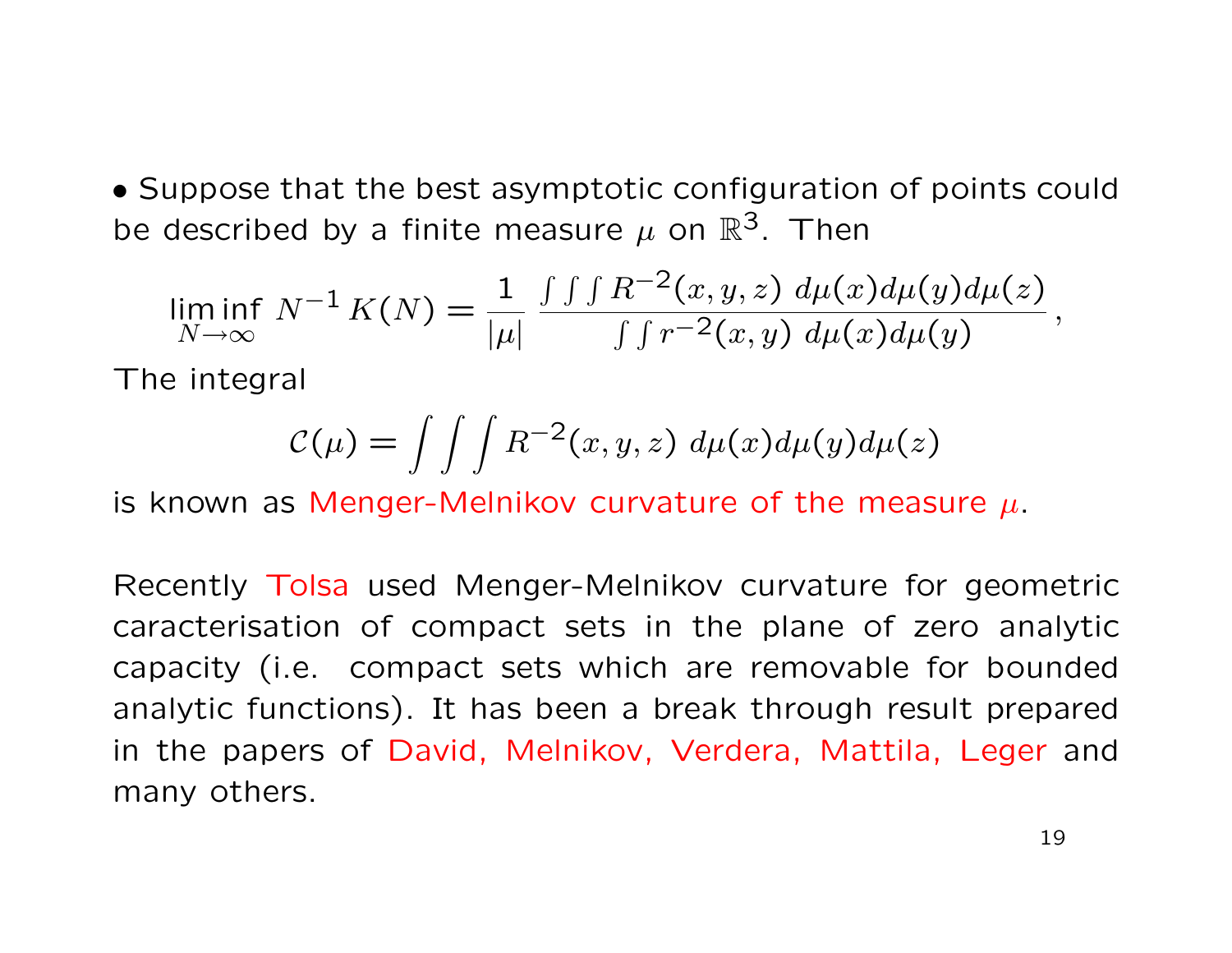• Suppose that the best asymptotic configuration of points could be described by a finite measure $\mu$ on $\mathbb{R}^3$. Then

$$\liminf_{N\to\infty} N^{-1} K(N) = \frac{1}{|\mu|} \frac{\int\int\int R^{-2}(x,y,z)\; d\mu(x)d\mu(y)d\mu(z)}{\int\int r^{-2}(x,y)\; d\mu(x)d\mu(y)},$$

The integral

$$\mathcal{C}(\mu) = \int\int\int R^{-2}(x,y,z)\; d\mu(x)d\mu(y)d\mu(z)$$

is known as Menger-Melnikov curvature of the measure $\mu$.

Recently Tolsa used Menger-Melnikov curvature for geometric caracterisation of compact sets in the plane of zero analytic capacity (i.e. compact sets which are removable for bounded analytic functions). It has been a break through result prepared in the papers of David, Melnikov, Verdera, Mattila, Leger and many others.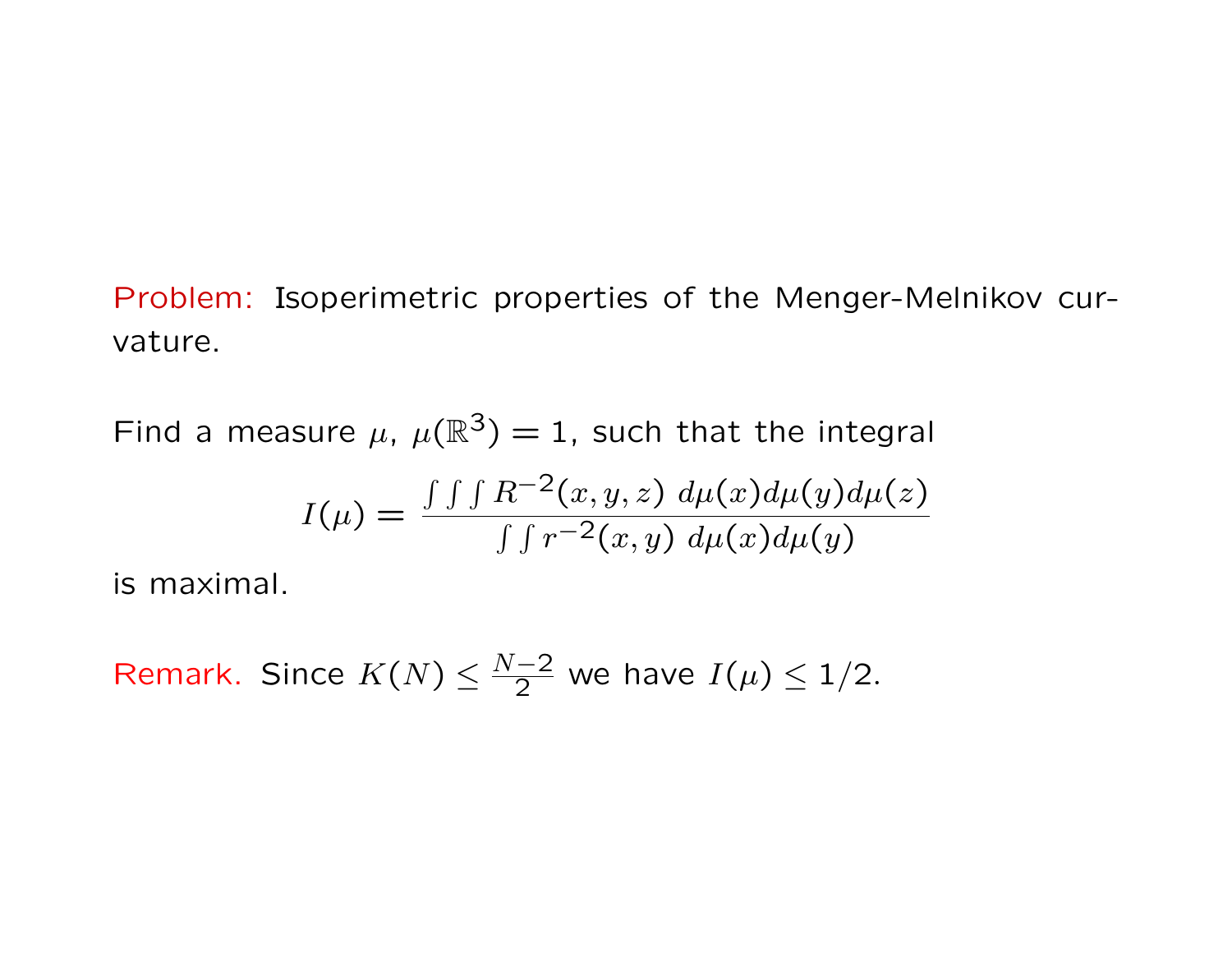Problem: Isoperimetric properties of the Menger-Melnikov curvature.

Find a measure $\mu$, $\mu(\mathbb{R}^3) = 1$, such that the integral

$$I(\mu) = \frac{\int\int\int R^{-2}(x,y,z)\ d\mu(x)d\mu(y)d\mu(z)}{\int\int r^{-2}(x,y)\ d\mu(x)d\mu(y)}$$

is maximal.

Remark. Since $K(N) \leq \frac{N-2}{2}$ we have $I(\mu) \leq 1/2$.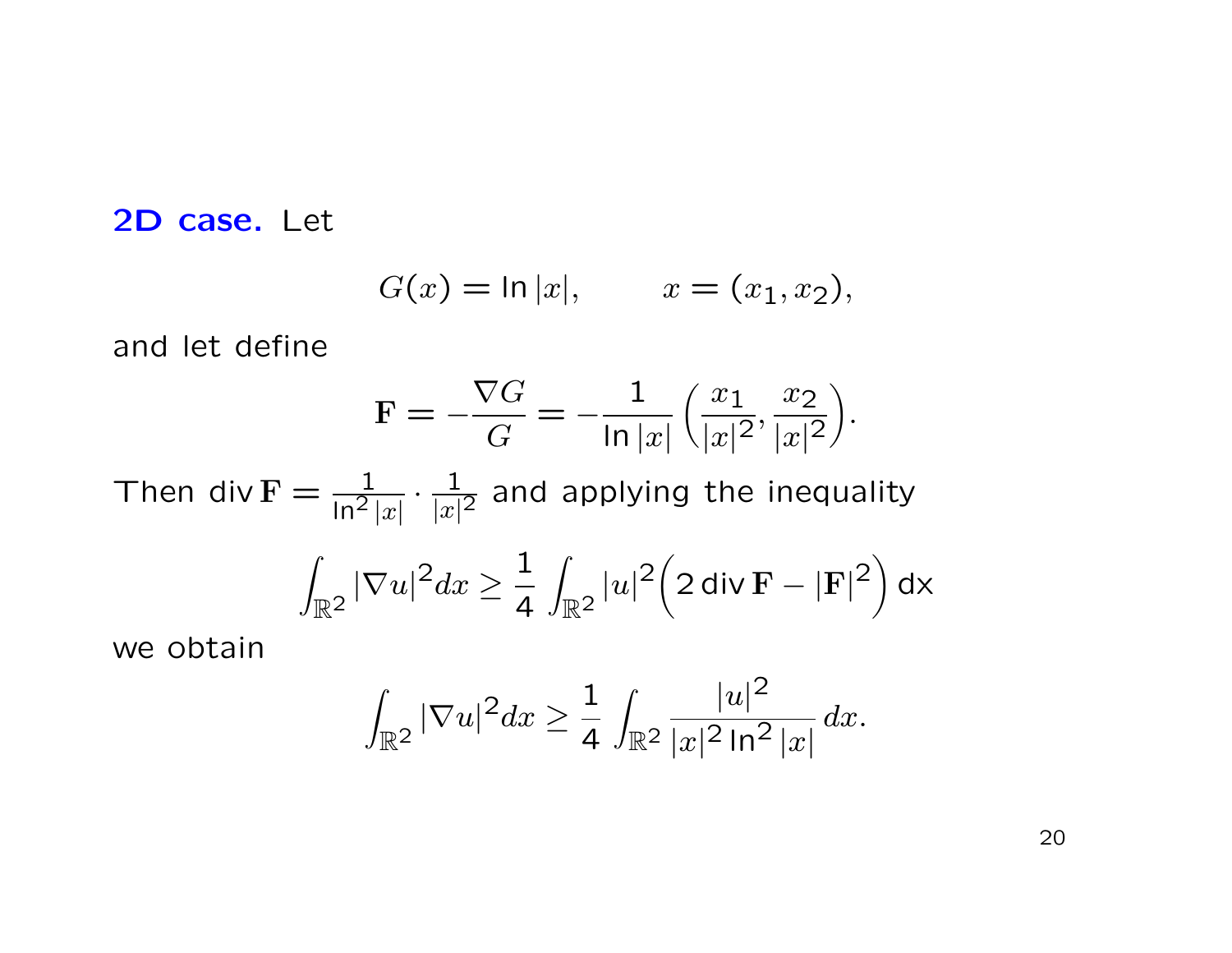**2D case.** Let

$$G(x) = \ln|x|, \qquad x = (x_1, x_2),$$

and let define

$$\mathbf{F} = -\frac{\nabla G}{G} = -\frac{1}{\ln|x|}\Big(\frac{x_1}{|x|^2}, \frac{x_2}{|x|^2}\Big).$$

Then $\operatorname{div}\mathbf{F} = \frac{1}{\ln^2|x|} \cdot \frac{1}{|x|^2}$ and applying the inequality

$$\int_{\mathbb{R}^2} |\nabla u|^2 dx \geq \frac{1}{4} \int_{\mathbb{R}^2} |u|^2 \Big(2\operatorname{div}\mathbf{F} - |\mathbf{F}|^2\Big)\, \mathrm{dx}$$

we obtain

$$\int_{\mathbb{R}^2} |\nabla u|^2 dx \geq \frac{1}{4} \int_{\mathbb{R}^2} \frac{|u|^2}{|x|^2 \ln^2|x|}\, dx.$$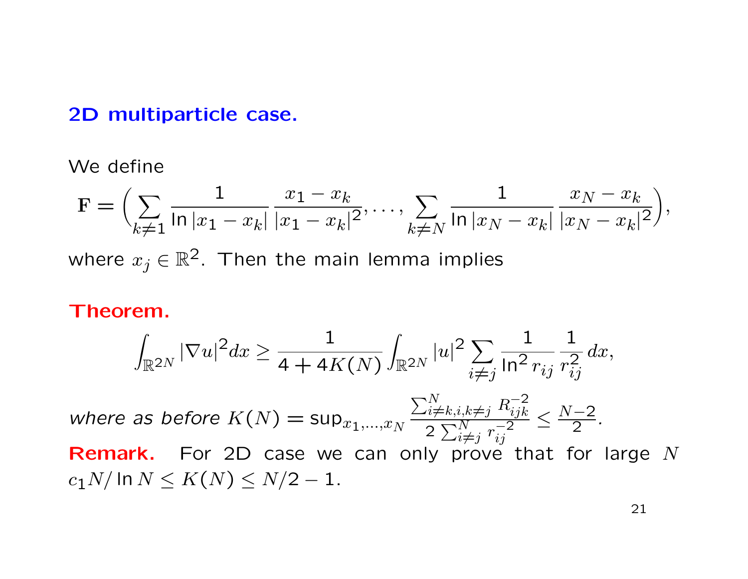## 2D multiparticle case.

We define

$$\mathbf{F} = \Big( \sum_{k \neq 1} \frac{1}{\ln |x_1 - x_k|} \frac{x_1 - x_k}{|x_1 - x_k|^2}, \dots, \sum_{k \neq N} \frac{1}{\ln |x_N - x_k|} \frac{x_N - x_k}{|x_N - x_k|^2} \Big),$$

where $x_j \in \mathbb{R}^2$. Then the main lemma implies

**Theorem.**

$$\int_{\mathbb{R}^{2N}} |\nabla u|^2 dx \geq \frac{1}{4 + 4K(N)} \int_{\mathbb{R}^{2N}} |u|^2 \sum_{i \neq j} \frac{1}{\ln^2 r_{ij}} \frac{1}{r_{ij}^2} \, dx,$$

*where as before* $K(N) = \sup_{x_1, \dots, x_N} \frac{\sum_{i \neq k, i, k \neq j}^N R_{ijk}^{-2}}{2 \sum_{i \neq j}^N r_{ij}^{-2}} \leq \frac{N-2}{2}$.

**Remark.** For 2D case we can only prove that for large $N$ $c_1 N / \ln N \leq K(N) \leq N/2 - 1$.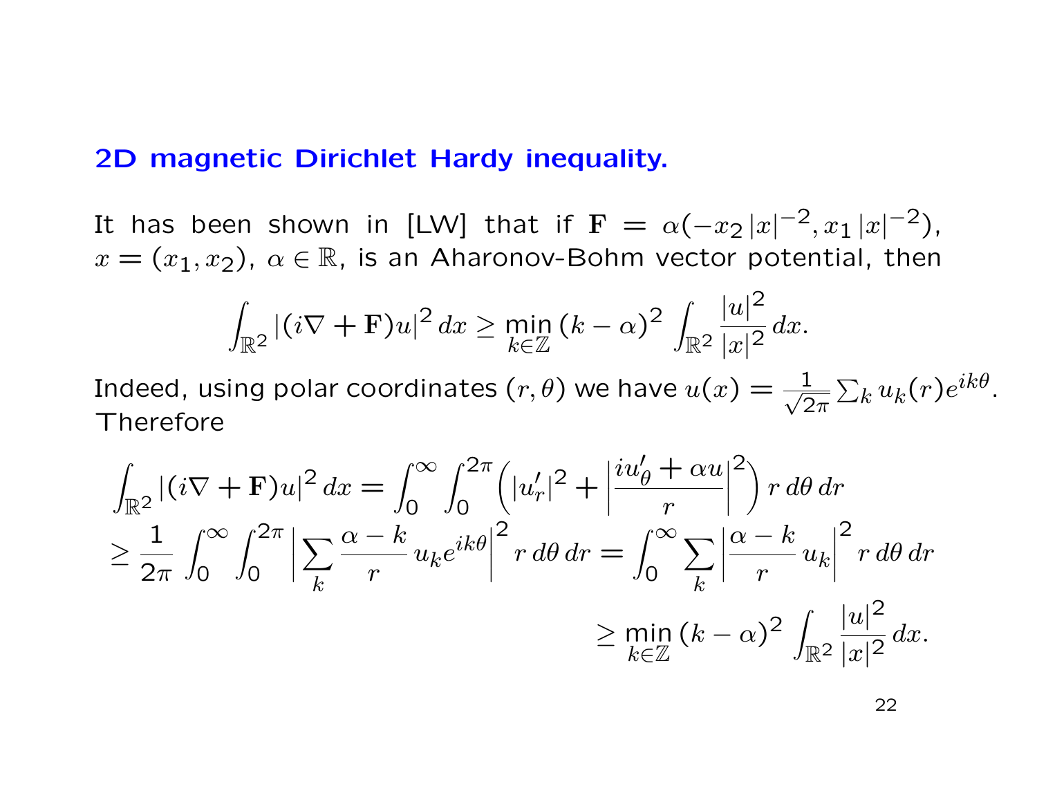## 2D magnetic Dirichlet Hardy inequality.

It has been shown in [LW] that if $\mathbf{F} = \alpha(-x_2\,|x|^{-2}, x_1\,|x|^{-2})$, $x = (x_1, x_2)$, $\alpha \in \mathbb{R}$, is an Aharonov-Bohm vector potential, then

$$\int_{\mathbb{R}^2} |(i\nabla + \mathbf{F})u|^2\,dx \geq \min_{k\in\mathbb{Z}} (k-\alpha)^2 \int_{\mathbb{R}^2} \frac{|u|^2}{|x|^2}\,dx.$$

Indeed, using polar coordinates $(r,\theta)$ we have $u(x) = \frac{1}{\sqrt{2\pi}} \sum_k u_k(r) e^{ik\theta}$. Therefore

$$\int_{\mathbb{R}^2} |(i\nabla + \mathbf{F})u|^2\,dx = \int_0^\infty \int_0^{2\pi} \Big( |u_r'|^2 + \Big| \frac{iu_\theta' + \alpha u}{r} \Big|^2 \Big)\, r\,d\theta\,dr$$

$$\geq \frac{1}{2\pi} \int_0^\infty \int_0^{2\pi} \Big| \sum_k \frac{\alpha - k}{r}\, u_k e^{ik\theta} \Big|^2 r\,d\theta\,dr = \int_0^\infty \sum_k \Big| \frac{\alpha - k}{r}\, u_k \Big|^2 r\,d\theta\,dr$$

$$\geq \min_{k\in\mathbb{Z}} (k-\alpha)^2 \int_{\mathbb{R}^2} \frac{|u|^2}{|x|^2}\,dx.$$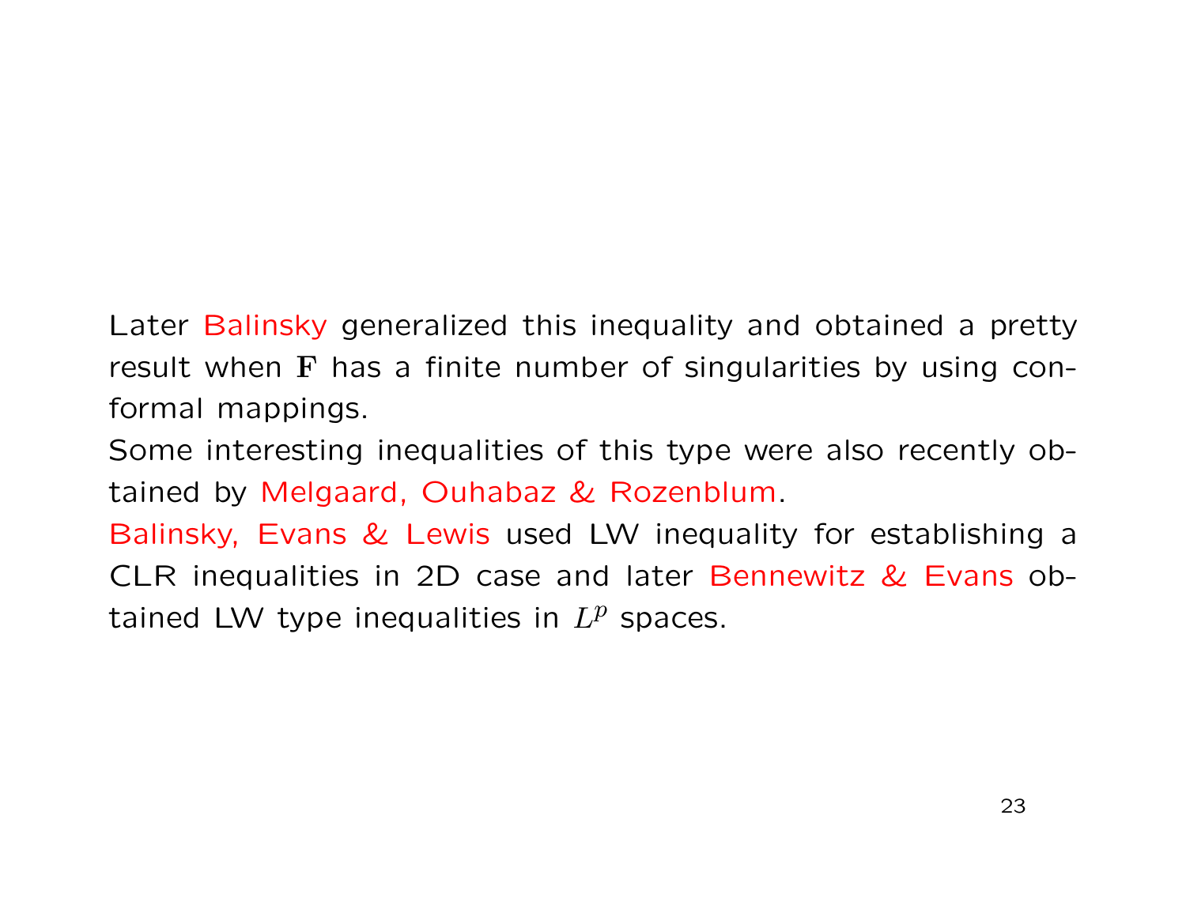Later Balinsky generalized this inequality and obtained a pretty result when $\mathbf{F}$ has a finite number of singularities by using conformal mappings.

Some interesting inequalities of this type were also recently obtained by Melgaard, Ouhabaz & Rozenblum.

Balinsky, Evans & Lewis used LW inequality for establishing a CLR inequalities in 2D case and later Bennewitz & Evans obtained LW type inequalities in $L^p$ spaces.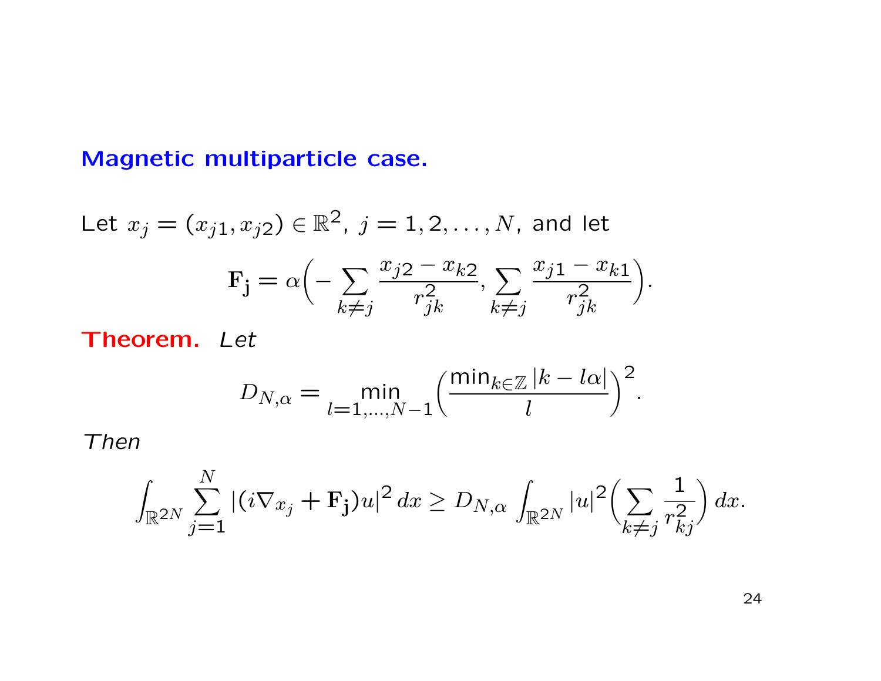## Magnetic multiparticle case.

Let $x_j = (x_{j1}, x_{j2}) \in \mathbb{R}^2$, $j = 1, 2, \dots, N$, and let

$$\mathbf{F_j} = \alpha\Big( - \sum_{k \neq j} \frac{x_{j2} - x_{k2}}{r_{jk}^2}, \sum_{k \neq j} \frac{x_{j1} - x_{k1}}{r_{jk}^2} \Big).$$

**Theorem.** *Let*

$$D_{N,\alpha} = \min_{l=1,\dots,N-1} \Big( \frac{\min_{k \in \mathbb{Z}} |k - l\alpha|}{l} \Big)^2.$$

*Then*

$$\int_{\mathbb{R}^{2N}} \sum_{j=1}^{N} |(i\nabla_{x_j} + \mathbf{F_j})u|^2 \, dx \geq D_{N,\alpha} \int_{\mathbb{R}^{2N}} |u|^2 \Big( \sum_{k \neq j} \frac{1}{r_{kj}^2} \Big) \, dx.$$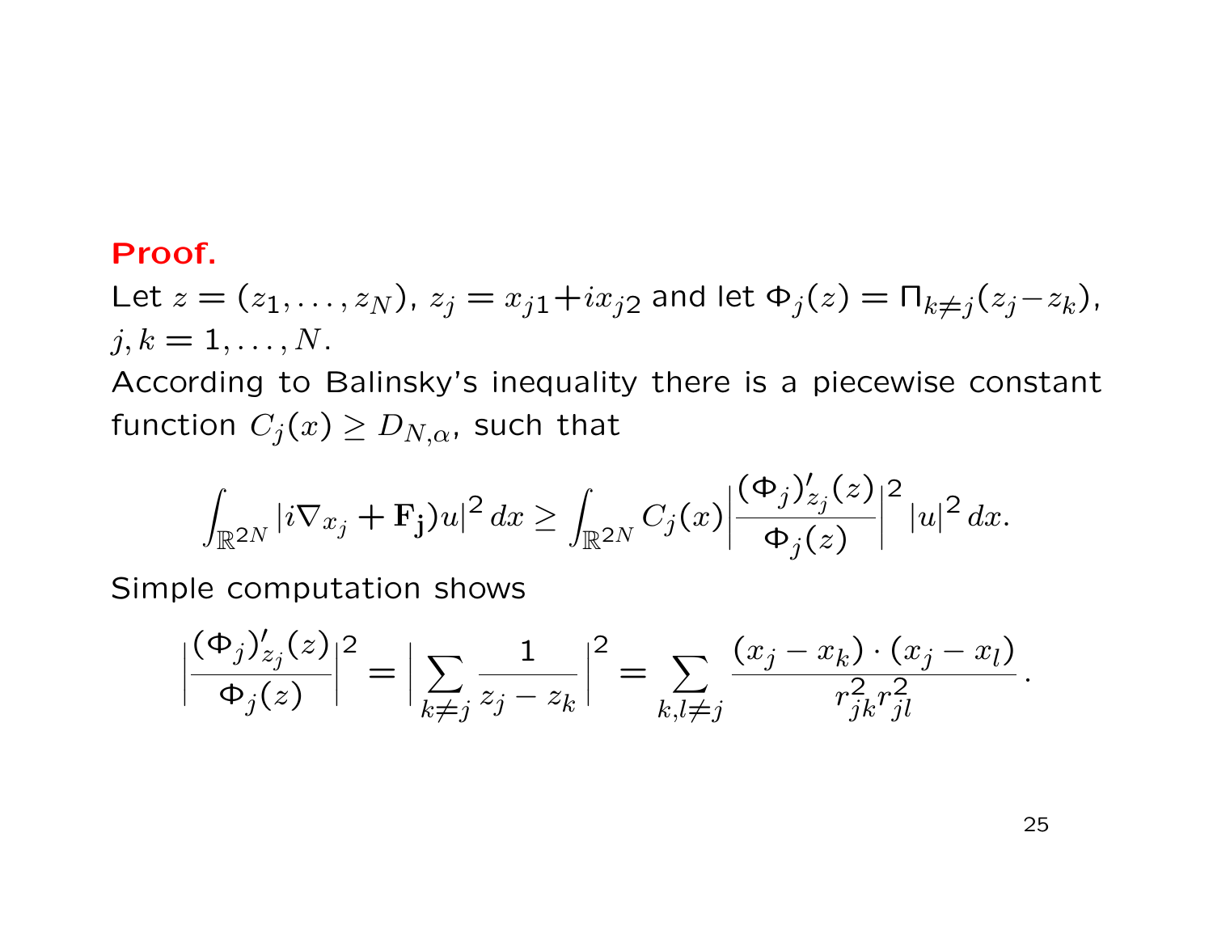**Proof.**

Let $z = (z_1, \ldots, z_N)$, $z_j = x_{j1} + i x_{j2}$ and let $\Phi_j(z) = \Pi_{k \neq j}(z_j - z_k)$, $j, k = 1, \ldots, N$.

According to Balinsky's inequality there is a piecewise constant function $C_j(x) \geq D_{N,\alpha}$, such that

$$\int_{\mathbb{R}^{2N}} |i\nabla_{x_j} + \mathbf{F_j})u|^2 \, dx \geq \int_{\mathbb{R}^{2N}} C_j(x) \left| \frac{(\Phi_j)'_{z_j}(z)}{\Phi_j(z)} \right|^2 |u|^2 \, dx.$$

Simple computation shows

$$\left| \frac{(\Phi_j)'_{z_j}(z)}{\Phi_j(z)} \right|^2 = \Big| \sum_{k \neq j} \frac{1}{z_j - z_k} \Big|^2 = \sum_{k,l \neq j} \frac{(x_j - x_k) \cdot (x_j - x_l)}{r_{jk}^2 r_{jl}^2}.$$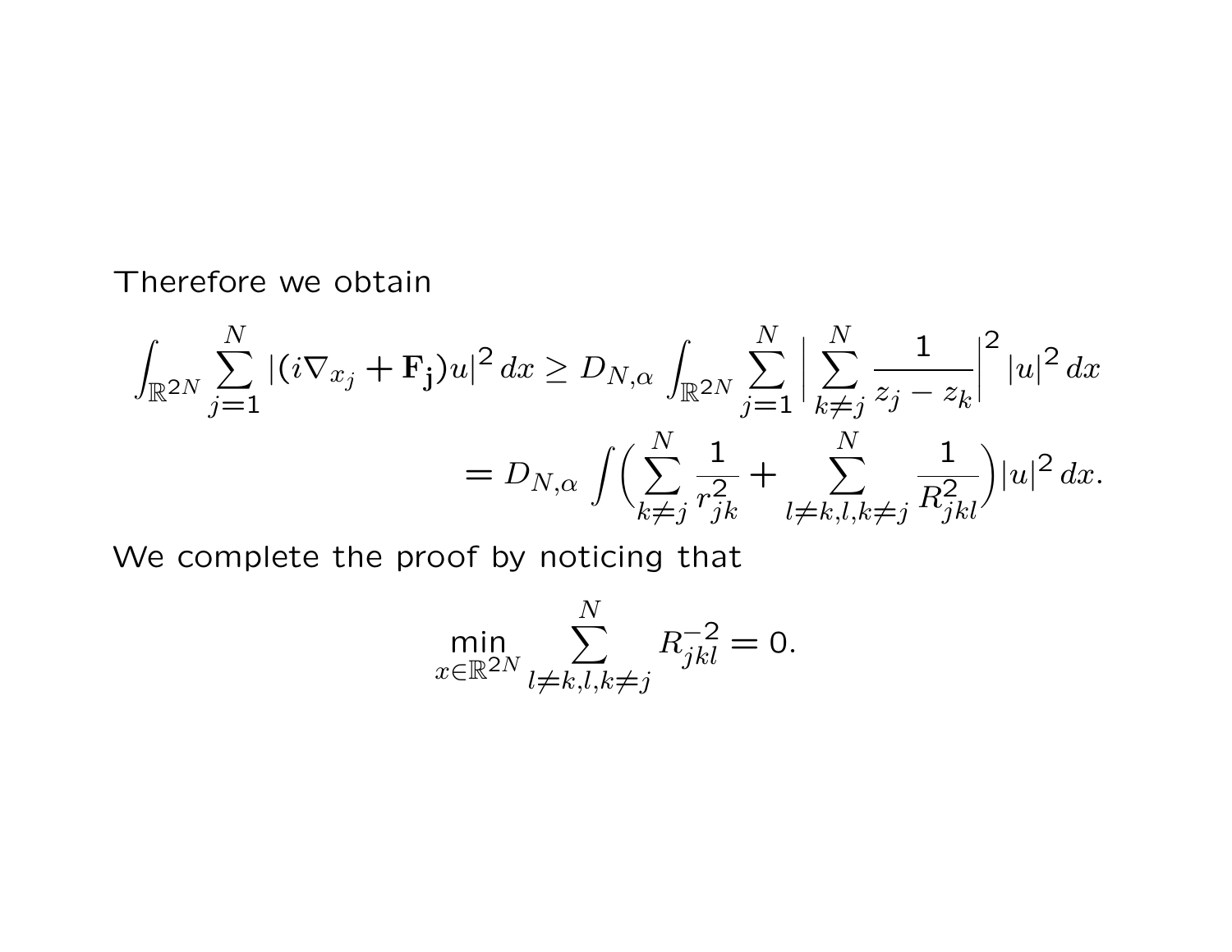Therefore we obtain

$$
\begin{aligned}
\int_{\mathbb{R}^{2N}} \sum_{j=1}^{N} |(i\nabla_{x_j} + \mathbf{F_j})u|^2 \, dx &\geq D_{N,\alpha} \int_{\mathbb{R}^{2N}} \sum_{j=1}^{N} \Big| \sum_{k \neq j}^{N} \frac{1}{z_j - z_k} \Big|^2 |u|^2 \, dx \\
&= D_{N,\alpha} \int \Big( \sum_{k \neq j}^{N} \frac{1}{r_{jk}^2} + \sum_{l \neq k, l, k \neq j}^{N} \frac{1}{R_{jkl}^2} \Big) |u|^2 \, dx.
\end{aligned}
$$

We complete the proof by noticing that

$$
\min_{x \in \mathbb{R}^{2N}} \sum_{l \neq k, l, k \neq j}^{N} R_{jkl}^{-2} = 0.
$$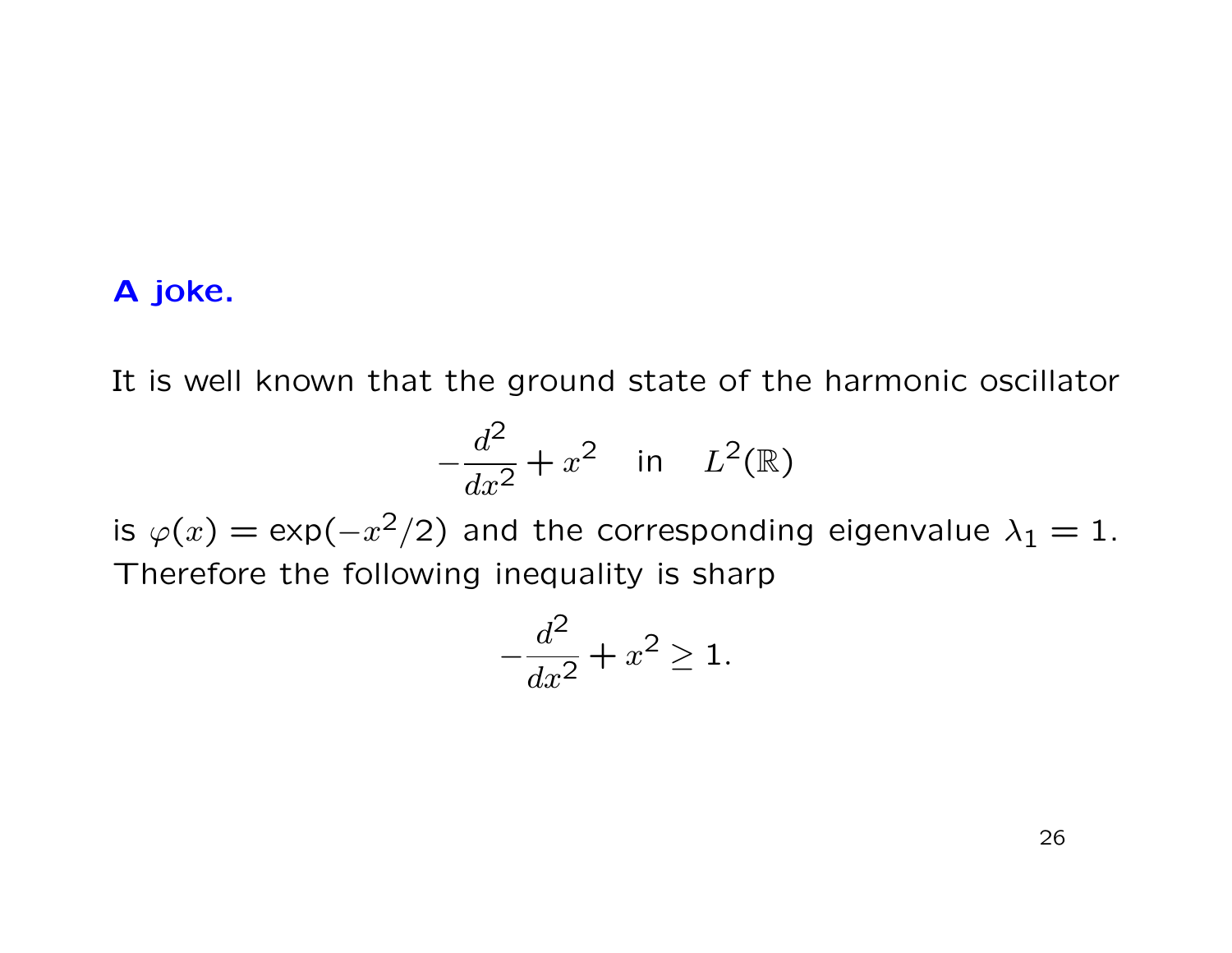**A joke.**

It is well known that the ground state of the harmonic oscillator

$$-\frac{d^2}{dx^2} + x^2 \quad \text{in} \quad L^2(\mathbb{R})$$

is $\varphi(x) = \exp(-x^2/2)$ and the corresponding eigenvalue $\lambda_1 = 1$. Therefore the following inequality is sharp

$$-\frac{d^2}{dx^2} + x^2 \geq 1.$$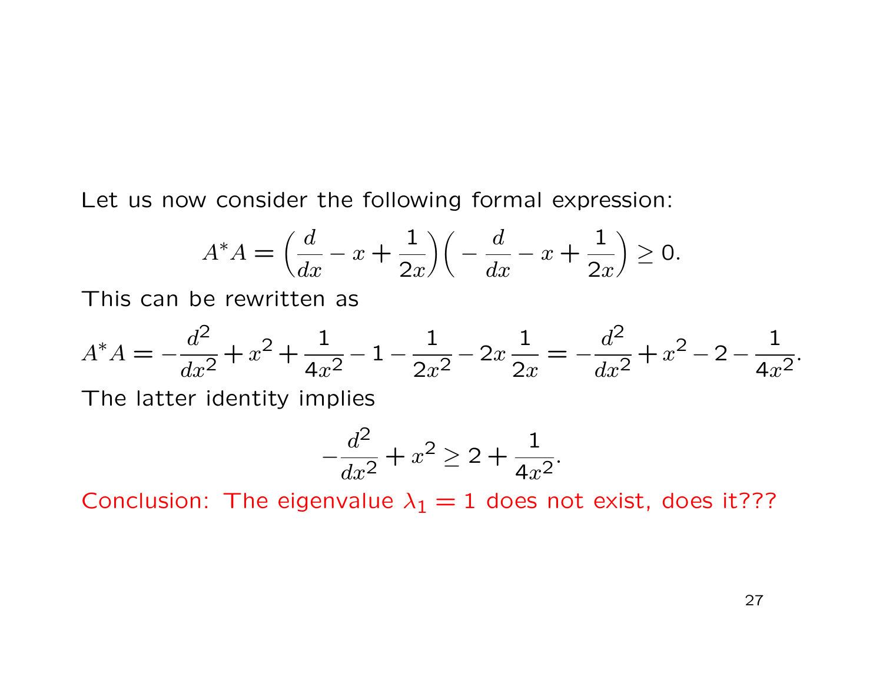Let us now consider the following formal expression:

$$A^*A = \Big(\frac{d}{dx} - x + \frac{1}{2x}\Big)\Big(-\frac{d}{dx} - x + \frac{1}{2x}\Big) \geq 0.$$

This can be rewritten as

$$A^*A = -\frac{d^2}{dx^2} + x^2 + \frac{1}{4x^2} - 1 - \frac{1}{2x^2} - 2x\,\frac{1}{2x} = -\frac{d^2}{dx^2} + x^2 - 2 - \frac{1}{4x^2}.$$

The latter identity implies

$$-\frac{d^2}{dx^2} + x^2 \geq 2 + \frac{1}{4x^2}.$$

Conclusion: The eigenvalue $\lambda_1 = 1$ does not exist, does it???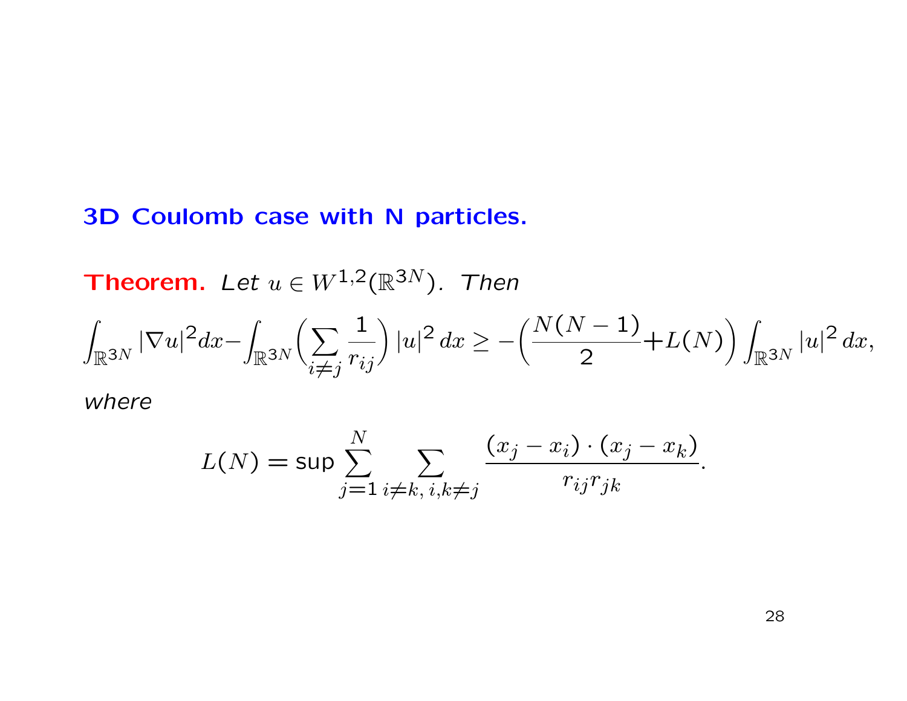**3D Coulomb case with N particles.**

**Theorem.** *Let $u \in W^{1,2}(\mathbb{R}^{3N})$. Then*

$$\int_{\mathbb{R}^{3N}} |\nabla u|^2 dx - \int_{\mathbb{R}^{3N}} \Big( \sum_{i \neq j} \frac{1}{r_{ij}} \Big) |u|^2 \, dx \geq -\Big( \frac{N(N-1)}{2} + L(N) \Big) \int_{\mathbb{R}^{3N}} |u|^2 \, dx,$$

*where*

$$L(N) = \sup \sum_{j=1}^{N} \sum_{i \neq k,\, i,k \neq j} \frac{(x_j - x_i) \cdot (x_j - x_k)}{r_{ij} r_{jk}}.$$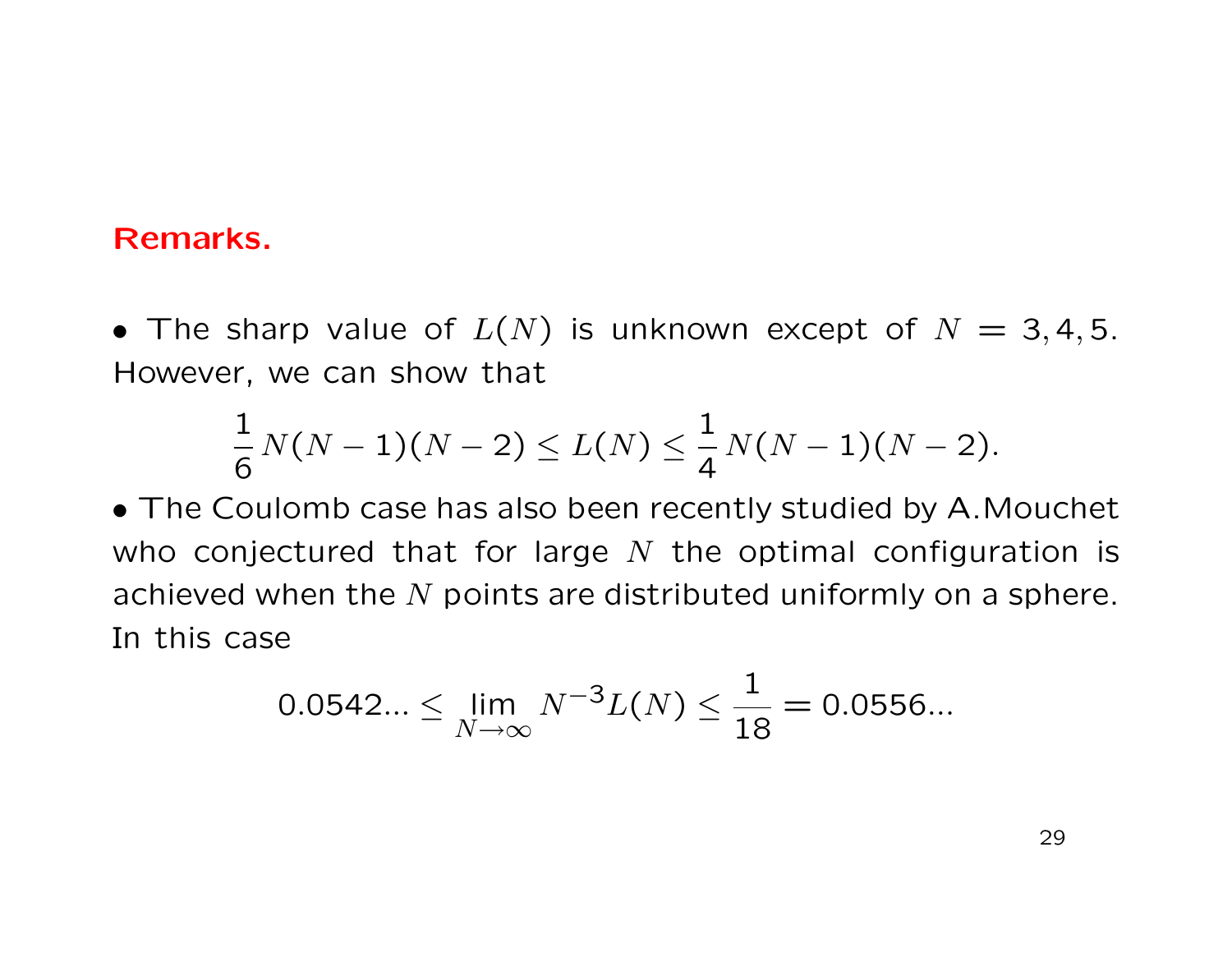**Remarks.**

- The sharp value of $L(N)$ is unknown except of $N = 3, 4, 5$. However, we can show that

$$\frac{1}{6}N(N-1)(N-2) \leq L(N) \leq \frac{1}{4}N(N-1)(N-2).$$

- The Coulomb case has also been recently studied by A.Mouchet who conjectured that for large $N$ the optimal configuration is achieved when the $N$ points are distributed uniformly on a sphere. In this case

$$0.0542... \leq \lim_{N\to\infty} N^{-3}L(N) \leq \frac{1}{18} = 0.0556...$$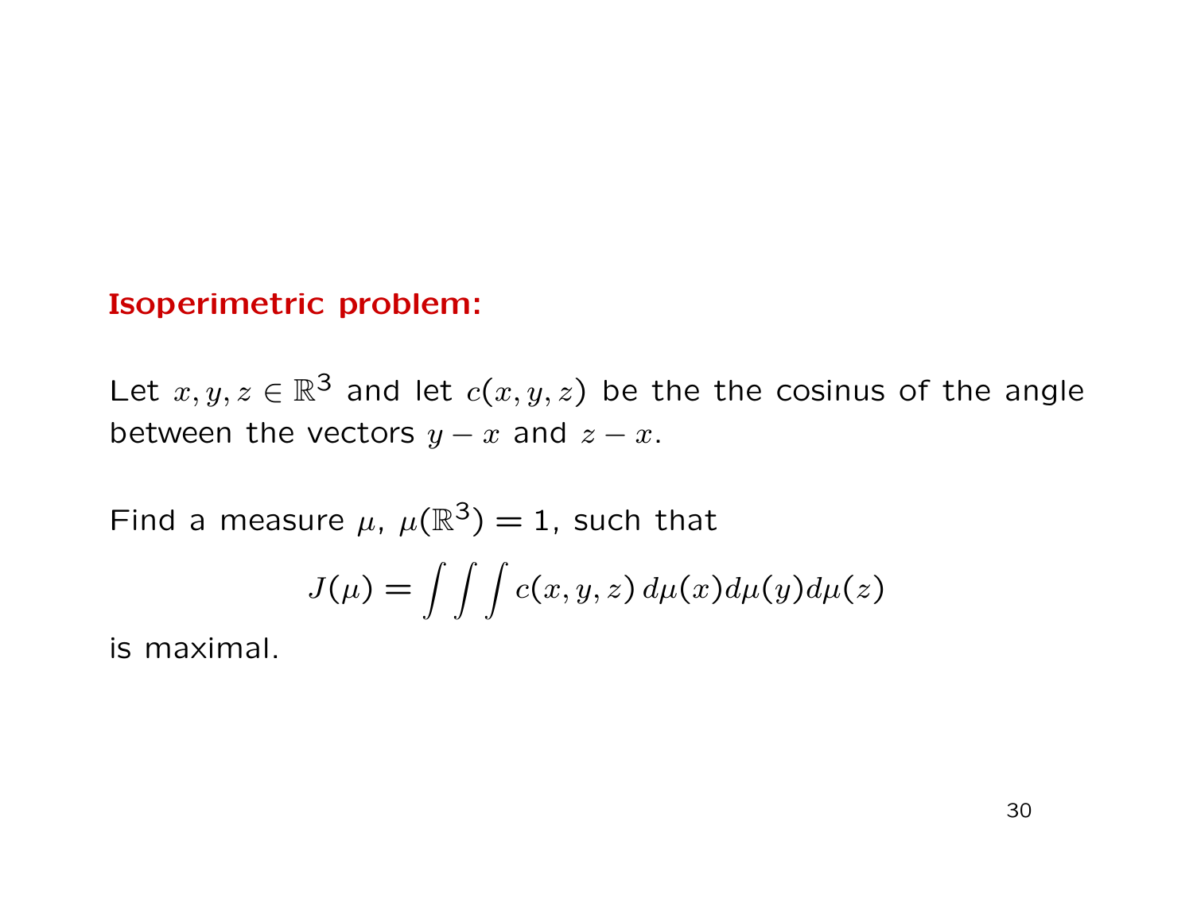**Isoperimetric problem:**

Let $x, y, z \in \mathbb{R}^3$ and let $c(x, y, z)$ be the the cosinus of the angle between the vectors $y - x$ and $z - x$.

Find a measure $\mu$, $\mu(\mathbb{R}^3) = 1$, such that

$$J(\mu) = \int\int\int c(x, y, z)\, d\mu(x) d\mu(y) d\mu(z)$$

is maximal.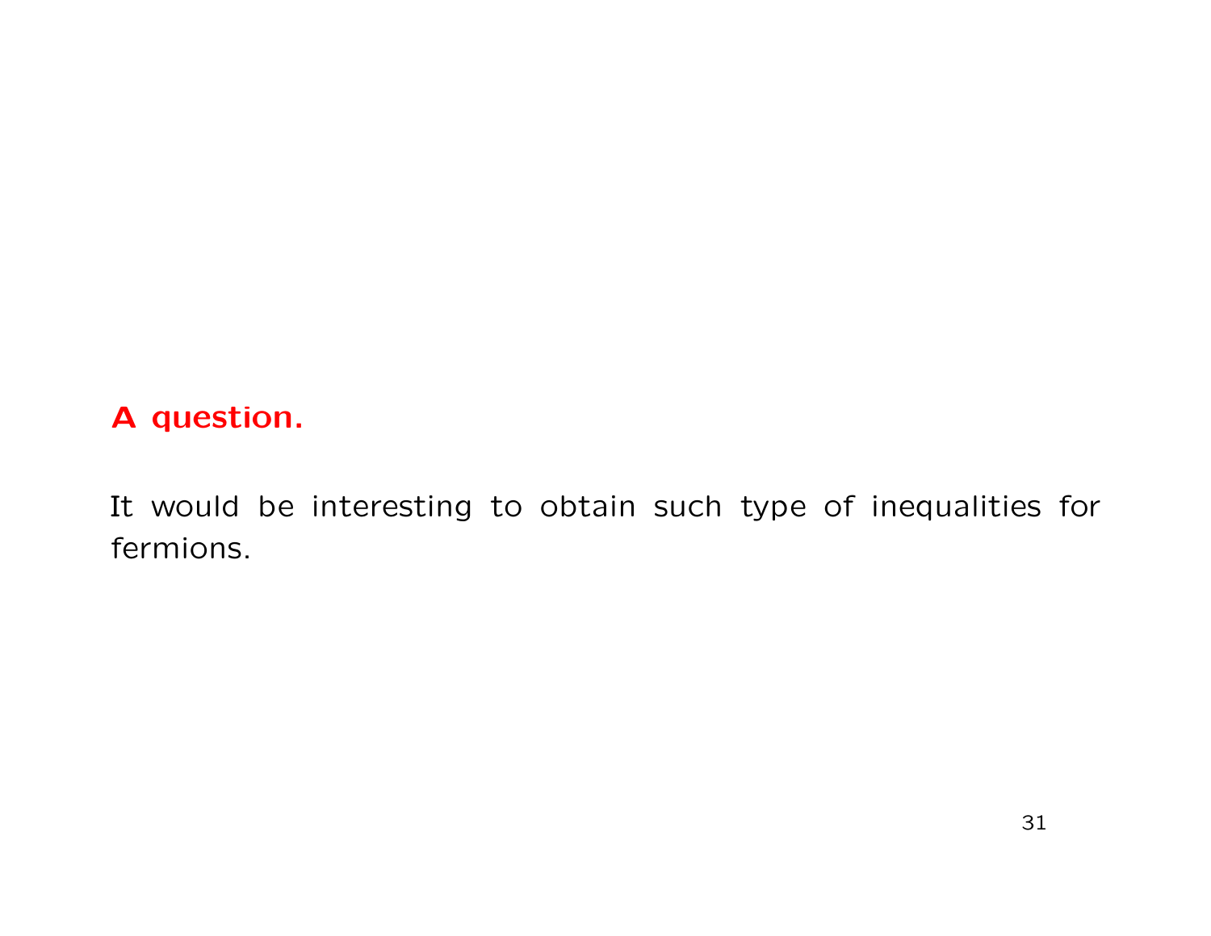**A question.**

It would be interesting to obtain such type of inequalities for fermions.